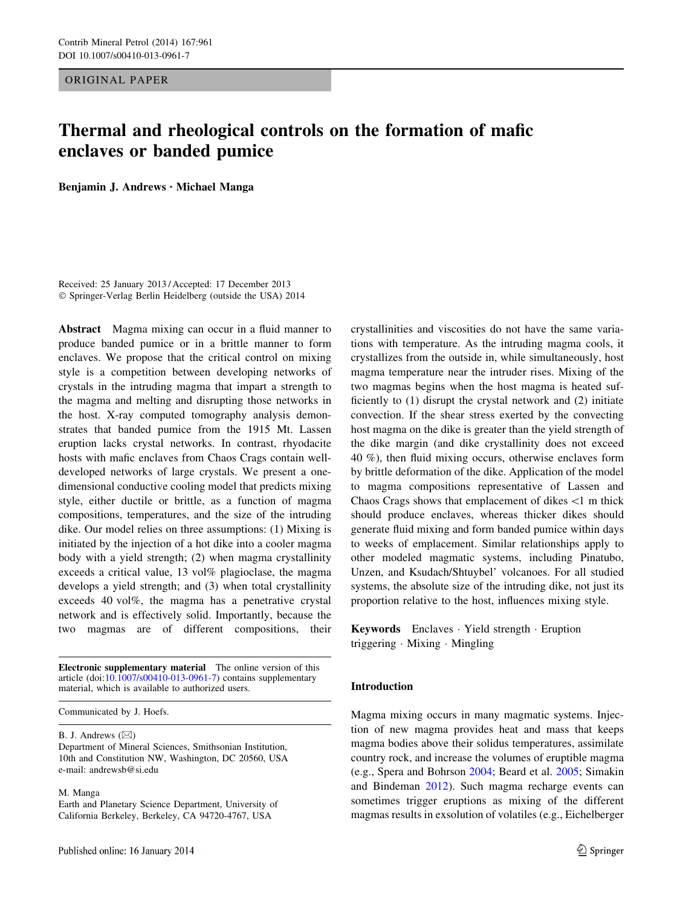ORIGINAL PAPER

# Thermal and rheological controls on the formation of mafic enclaves or banded pumice

**Benjamin J. Andrews · Michael Manga**

Received: 25 January 2013 / Accepted: 17 December 2013
© Springer-Verlag Berlin Heidelberg (outside the USA) 2014

**Abstract** Magma mixing can occur in a fluid manner to produce banded pumice or in a brittle manner to form enclaves. We propose that the critical control on mixing style is a competition between developing networks of crystals in the intruding magma that impart a strength to the magma and melting and disrupting those networks in the host. X-ray computed tomography analysis demonstrates that banded pumice from the 1915 Mt. Lassen eruption lacks crystal networks. In contrast, rhyodacite hosts with mafic enclaves from Chaos Crags contain well-developed networks of large crystals. We present a one-dimensional conductive cooling model that predicts mixing style, either ductile or brittle, as a function of magma compositions, temperatures, and the size of the intruding dike. Our model relies on three assumptions: (1) Mixing is initiated by the injection of a hot dike into a cooler magma body with a yield strength; (2) when magma crystallinity exceeds a critical value, 13 vol% plagioclase, the magma develops a yield strength; and (3) when total crystallinity exceeds 40 vol%, the magma has a penetrative crystal network and is effectively solid. Importantly, because the two magmas are of different compositions, their crystallinities and viscosities do not have the same variations with temperature. As the intruding magma cools, it crystallizes from the outside in, while simultaneously, host magma temperature near the intruder rises. Mixing of the two magmas begins when the host magma is heated sufficiently to (1) disrupt the crystal network and (2) initiate convection. If the shear stress exerted by the convecting host magma on the dike is greater than the yield strength of the dike margin (and dike crystallinity does not exceed 40 %), then fluid mixing occurs, otherwise enclaves form by brittle deformation of the dike. Application of the model to magma compositions representative of Lassen and Chaos Crags shows that emplacement of dikes <1 m thick should produce enclaves, whereas thicker dikes should generate fluid mixing and form banded pumice within days to weeks of emplacement. Similar relationships apply to other modeled magmatic systems, including Pinatubo, Unzen, and Ksudach/Shtuybel' volcanoes. For all studied systems, the absolute size of the intruding dike, not just its proportion relative to the host, influences mixing style.

**Keywords** Enclaves · Yield strength · Eruption triggering · Mixing · Mingling

**Electronic supplementary material** The online version of this article (doi:10.1007/s00410-013-0961-7) contains supplementary material, which is available to authorized users.

Communicated by J. Hoefs.

B. J. Andrews (✉)
Department of Mineral Sciences, Smithsonian Institution, 10th and Constitution NW, Washington, DC 20560, USA
e-mail: andrewsb@si.edu

M. Manga
Earth and Planetary Science Department, University of California Berkeley, Berkeley, CA 94720-4767, USA

## Introduction

Magma mixing occurs in many magmatic systems. Injection of new magma provides heat and mass that keeps magma bodies above their solidus temperatures, assimilate country rock, and increase the volumes of eruptible magma (e.g., Spera and Bohrson 2004; Beard et al. 2005; Simakin and Bindeman 2012). Such magma recharge events can sometimes trigger eruptions as mixing of the different magmas results in exsolution of volatiles (e.g., Eichelberger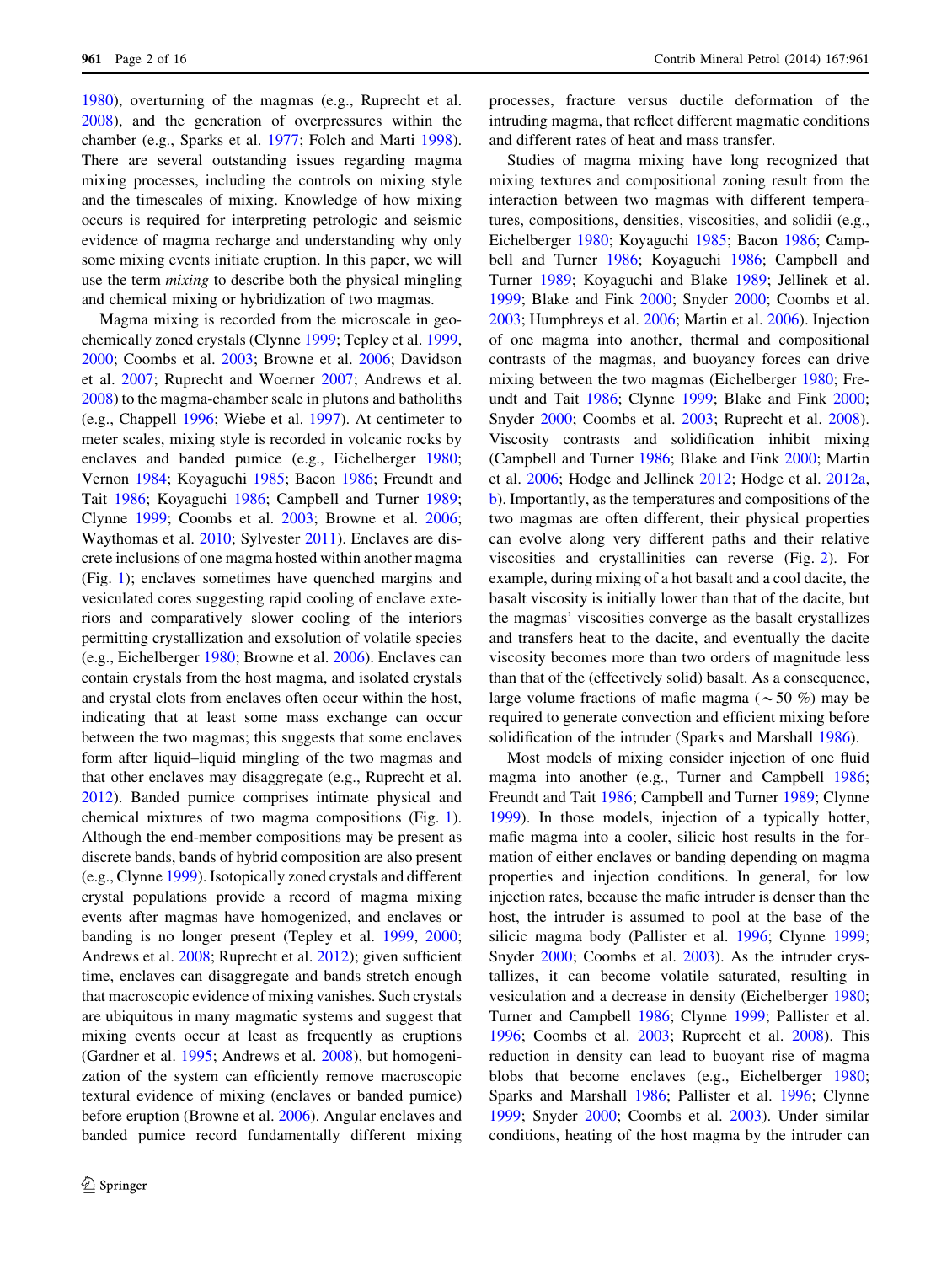1980), overturning of the magmas (e.g., Ruprecht et al. 2008), and the generation of overpressures within the chamber (e.g., Sparks et al. 1977; Folch and Marti 1998). There are several outstanding issues regarding magma mixing processes, including the controls on mixing style and the timescales of mixing. Knowledge of how mixing occurs is required for interpreting petrologic and seismic evidence of magma recharge and understanding why only some mixing events initiate eruption. In this paper, we will use the term *mixing* to describe both the physical mingling and chemical mixing or hybridization of two magmas.

Magma mixing is recorded from the microscale in geochemically zoned crystals (Clynne 1999; Tepley et al. 1999, 2000; Coombs et al. 2003; Browne et al. 2006; Davidson et al. 2007; Ruprecht and Woerner 2007; Andrews et al. 2008) to the magma-chamber scale in plutons and batholiths (e.g., Chappell 1996; Wiebe et al. 1997). At centimeter to meter scales, mixing style is recorded in volcanic rocks by enclaves and banded pumice (e.g., Eichelberger 1980; Vernon 1984; Koyaguchi 1985; Bacon 1986; Freundt and Tait 1986; Koyaguchi 1986; Campbell and Turner 1989; Clynne 1999; Coombs et al. 2003; Browne et al. 2006; Waythomas et al. 2010; Sylvester 2011). Enclaves are discrete inclusions of one magma hosted within another magma (Fig. 1); enclaves sometimes have quenched margins and vesiculated cores suggesting rapid cooling of enclave exteriors and comparatively slower cooling of the interiors permitting crystallization and exsolution of volatile species (e.g., Eichelberger 1980; Browne et al. 2006). Enclaves can contain crystals from the host magma, and isolated crystals and crystal clots from enclaves often occur within the host, indicating that at least some mass exchange can occur between the two magmas; this suggests that some enclaves form after liquid–liquid mingling of the two magmas and that other enclaves may disaggregate (e.g., Ruprecht et al. 2012). Banded pumice comprises intimate physical and chemical mixtures of two magma compositions (Fig. 1). Although the end-member compositions may be present as discrete bands, bands of hybrid composition are also present (e.g., Clynne 1999). Isotopically zoned crystals and different crystal populations provide a record of magma mixing events after magmas have homogenized, and enclaves or banding is no longer present (Tepley et al. 1999, 2000; Andrews et al. 2008; Ruprecht et al. 2012); given sufficient time, enclaves can disaggregate and bands stretch enough that macroscopic evidence of mixing vanishes. Such crystals are ubiquitous in many magmatic systems and suggest that mixing events occur at least as frequently as eruptions (Gardner et al. 1995; Andrews et al. 2008), but homogenization of the system can efficiently remove macroscopic textural evidence of mixing (enclaves or banded pumice) before eruption (Browne et al. 2006). Angular enclaves and banded pumice record fundamentally different mixing processes, fracture versus ductile deformation of the intruding magma, that reflect different magmatic conditions and different rates of heat and mass transfer.

Studies of magma mixing have long recognized that mixing textures and compositional zoning result from the interaction between two magmas with different temperatures, compositions, densities, viscosities, and solidii (e.g., Eichelberger 1980; Koyaguchi 1985; Bacon 1986; Campbell and Turner 1986; Koyaguchi 1986; Campbell and Turner 1989; Koyaguchi and Blake 1989; Jellinek et al. 1999; Blake and Fink 2000; Snyder 2000; Coombs et al. 2003; Humphreys et al. 2006; Martin et al. 2006). Injection of one magma into another, thermal and compositional contrasts of the magmas, and buoyancy forces can drive mixing between the two magmas (Eichelberger 1980; Freundt and Tait 1986; Clynne 1999; Blake and Fink 2000; Snyder 2000; Coombs et al. 2003; Ruprecht et al. 2008). Viscosity contrasts and solidification inhibit mixing (Campbell and Turner 1986; Blake and Fink 2000; Martin et al. 2006; Hodge and Jellinek 2012; Hodge et al. 2012a, b). Importantly, as the temperatures and compositions of the two magmas are often different, their physical properties can evolve along very different paths and their relative viscosities and crystallinities can reverse (Fig. 2). For example, during mixing of a hot basalt and a cool dacite, the basalt viscosity is initially lower than that of the dacite, but the magmas' viscosities converge as the basalt crystallizes and transfers heat to the dacite, and eventually the dacite viscosity becomes more than two orders of magnitude less than that of the (effectively solid) basalt. As a consequence, large volume fractions of mafic magma (~50 %) may be required to generate convection and efficient mixing before solidification of the intruder (Sparks and Marshall 1986).

Most models of mixing consider injection of one fluid magma into another (e.g., Turner and Campbell 1986; Freundt and Tait 1986; Campbell and Turner 1989; Clynne 1999). In those models, injection of a typically hotter, mafic magma into a cooler, silicic host results in the formation of either enclaves or banding depending on magma properties and injection conditions. In general, for low injection rates, because the mafic intruder is denser than the host, the intruder is assumed to pool at the base of the silicic magma body (Pallister et al. 1996; Clynne 1999; Snyder 2000; Coombs et al. 2003). As the intruder crystallizes, it can become volatile saturated, resulting in vesiculation and a decrease in density (Eichelberger 1980; Turner and Campbell 1986; Clynne 1999; Pallister et al. 1996; Coombs et al. 2003; Ruprecht et al. 2008). This reduction in density can lead to buoyant rise of magma blobs that become enclaves (e.g., Eichelberger 1980; Sparks and Marshall 1986; Pallister et al. 1996; Clynne 1999; Snyder 2000; Coombs et al. 2003). Under similar conditions, heating of the host magma by the intruder can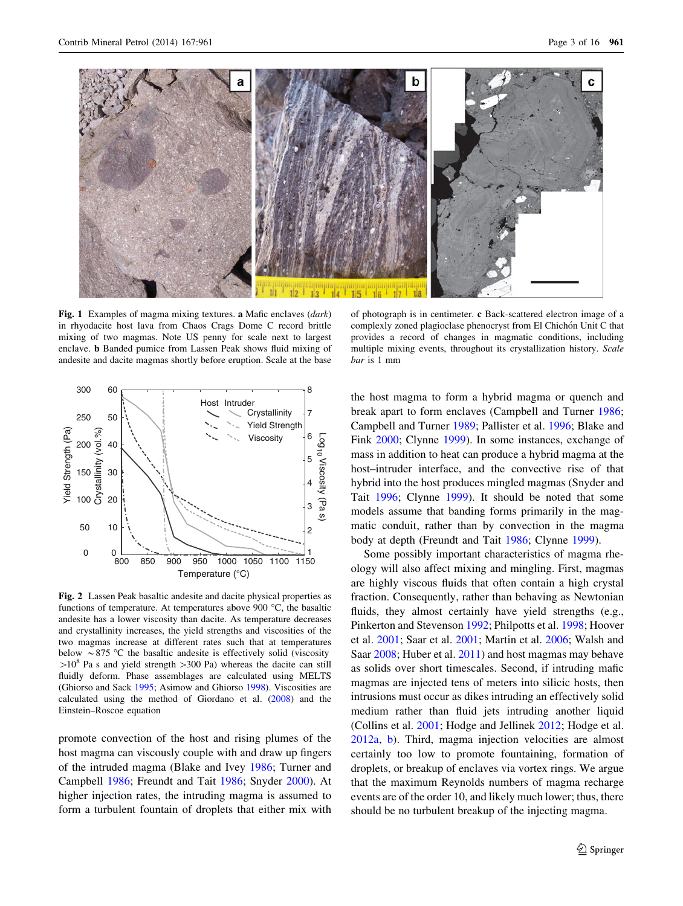**Fig. 1** Examples of magma mixing textures. **a** Mafic enclaves (*dark*) in rhyodacite host lava from Chaos Crags Dome C record brittle mixing of two magmas. Note US penny for scale next to largest enclave. **b** Banded pumice from Lassen Peak shows fluid mixing of andesite and dacite magmas shortly before eruption. Scale at the base of photograph is in centimeter. **c** Back-scattered electron image of a complexly zoned plagioclase phenocryst from El Chichón Unit C that provides a record of changes in magmatic conditions, including multiple mixing events, throughout its crystallization history. *Scale bar* is 1 mm

**Fig. 2** Lassen Peak basaltic andesite and dacite physical properties as functions of temperature. At temperatures above 900 °C, the basaltic andesite has a lower viscosity than dacite. As temperature decreases and crystallinity increases, the yield strengths and viscosities of the two magmas increase at different rates such that at temperatures below ~875 °C the basaltic andesite is effectively solid (viscosity $>10^8$ Pa s and yield strength >300 Pa) whereas the dacite can still fluidly deform. Phase assemblages are calculated using MELTS (Ghiorso and Sack 1995; Asimow and Ghiorso 1998). Viscosities are calculated using the method of Giordano et al. (2008) and the Einstein–Roscoe equation

promote convection of the host and rising plumes of the host magma can viscously couple with and draw up fingers of the intruded magma (Blake and Ivey 1986; Turner and Campbell 1986; Freundt and Tait 1986; Snyder 2000). At higher injection rates, the intruding magma is assumed to form a turbulent fountain of droplets that either mix with the host magma to form a hybrid magma or quench and break apart to form enclaves (Campbell and Turner 1986; Campbell and Turner 1989; Pallister et al. 1996; Blake and Fink 2000; Clynne 1999). In some instances, exchange of mass in addition to heat can produce a hybrid magma at the host–intruder interface, and the convective rise of that hybrid into the host produces mingled magmas (Snyder and Tait 1996; Clynne 1999). It should be noted that some models assume that banding forms primarily in the magmatic conduit, rather than by convection in the magma body at depth (Freundt and Tait 1986; Clynne 1999).

Some possibly important characteristics of magma rheology will also affect mixing and mingling. First, magmas are highly viscous fluids that often contain a high crystal fraction. Consequently, rather than behaving as Newtonian fluids, they almost certainly have yield strengths (e.g., Pinkerton and Stevenson 1992; Philpotts et al. 1998; Hoover et al. 2001; Saar et al. 2001; Martin et al. 2006; Walsh and Saar 2008; Huber et al. 2011) and host magmas may behave as solids over short timescales. Second, if intruding mafic magmas are injected tens of meters into silicic hosts, then intrusions must occur as dikes intruding an effectively solid medium rather than fluid jets intruding another liquid (Collins et al. 2001; Hodge and Jellinek 2012; Hodge et al. 2012a, b). Third, magma injection velocities are almost certainly too low to promote fountaining, formation of droplets, or breakup of enclaves via vortex rings. We argue that the maximum Reynolds numbers of magma recharge events are of the order 10, and likely much lower; thus, there should be no turbulent breakup of the injecting magma.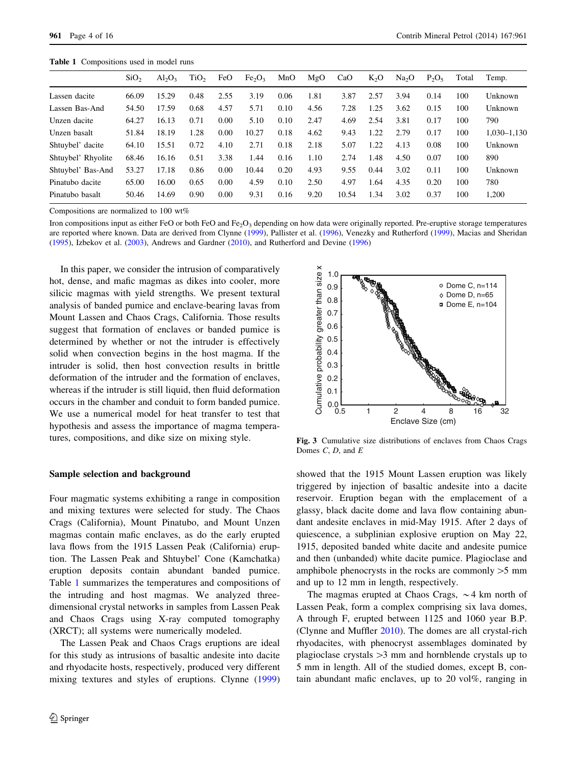**Table 1** Compositions used in model runs

| | $SiO_2$ | $Al_2O_3$ | $TiO_2$ | FeO | $Fe_2O_3$ | MnO | MgO | CaO | $K_2O$ | $Na_2O$ | $P_2O_5$ | Total | Temp. |
|---|---|---|---|---|---|---|---|---|---|---|---|---|---|
| Lassen dacite | 66.09 | 15.29 | 0.48 | 2.55 | 3.19 | 0.06 | 1.81 | 3.87 | 2.57 | 3.94 | 0.14 | 100 | Unknown |
| Lassen Bas-And | 54.50 | 17.59 | 0.68 | 4.57 | 5.71 | 0.10 | 4.56 | 7.28 | 1.25 | 3.62 | 0.15 | 100 | Unknown |
| Unzen dacite | 64.27 | 16.13 | 0.71 | 0.00 | 5.10 | 0.10 | 2.47 | 4.69 | 2.54 | 3.81 | 0.17 | 100 | 790 |
| Unzen basalt | 51.84 | 18.19 | 1.28 | 0.00 | 10.27 | 0.18 | 4.62 | 9.43 | 1.22 | 2.79 | 0.17 | 100 | 1,030–1,130 |
| Shtuybel' dacite | 64.10 | 15.51 | 0.72 | 4.10 | 2.71 | 0.18 | 2.18 | 5.07 | 1.22 | 4.13 | 0.08 | 100 | Unknown |
| Shtuybel' Rhyolite | 68.46 | 16.16 | 0.51 | 3.38 | 1.44 | 0.16 | 1.10 | 2.74 | 1.48 | 4.50 | 0.07 | 100 | 890 |
| Shtuybel' Bas-And | 53.27 | 17.18 | 0.86 | 0.00 | 10.44 | 0.20 | 4.93 | 9.55 | 0.44 | 3.02 | 0.11 | 100 | Unknown |
| Pinatubo dacite | 65.00 | 16.00 | 0.65 | 0.00 | 4.59 | 0.10 | 2.50 | 4.97 | 1.64 | 4.35 | 0.20 | 100 | 780 |
| Pinatubo basalt | 50.46 | 14.69 | 0.90 | 0.00 | 9.31 | 0.16 | 9.20 | 10.54 | 1.34 | 3.02 | 0.37 | 100 | 1,200 |

Compositions are normalized to 100 wt%

Iron compositions input as either FeO or both FeO and $Fe_2O_3$ depending on how data were originally reported. Pre-eruptive storage temperatures are reported where known. Data are derived from Clynne (1999), Pallister et al. (1996), Venezky and Rutherford (1999), Macias and Sheridan (1995), Izbekov et al. (2003), Andrews and Gardner (2010), and Rutherford and Devine (1996)

In this paper, we consider the intrusion of comparatively hot, dense, and mafic magmas as dikes into cooler, more silicic magmas with yield strengths. We present textural analysis of banded pumice and enclave-bearing lavas from Mount Lassen and Chaos Crags, California. Those results suggest that formation of enclaves or banded pumice is determined by whether or not the intruder is effectively solid when convection begins in the host magma. If the intruder is solid, then host convection results in brittle deformation of the intruder and the formation of enclaves, whereas if the intruder is still liquid, then fluid deformation occurs in the chamber and conduit to form banded pumice. We use a numerical model for heat transfer to test that hypothesis and assess the importance of magma temperatures, compositions, and dike size on mixing style.

**Fig. 3** Cumulative size distributions of enclaves from Chaos Crags Domes *C*, *D*, and *E*

## Sample selection and background

Four magmatic systems exhibiting a range in composition and mixing textures were selected for study. The Chaos Crags (California), Mount Pinatubo, and Mount Unzen magmas contain mafic enclaves, as do the early erupted lava flows from the 1915 Lassen Peak (California) eruption. The Lassen Peak and Shtuybel' Cone (Kamchatka) eruption deposits contain abundant banded pumice. Table 1 summarizes the temperatures and compositions of the intruding and host magmas. We analyzed three-dimensional crystal networks in samples from Lassen Peak and Chaos Crags using X-ray computed tomography (XRCT); all systems were numerically modeled.

The Lassen Peak and Chaos Crags eruptions are ideal for this study as intrusions of basaltic andesite into dacite and rhyodacite hosts, respectively, produced very different mixing textures and styles of eruptions. Clynne (1999) showed that the 1915 Mount Lassen eruption was likely triggered by injection of basaltic andesite into a dacite reservoir. Eruption began with the emplacement of a glassy, black dacite dome and lava flow containing abundant andesite enclaves in mid-May 1915. After 2 days of quiescence, a subplinian explosive eruption on May 22, 1915, deposited banded white dacite and andesite pumice and then (unbanded) white dacite pumice. Plagioclase and amphibole phenocrysts in the rocks are commonly >5 mm and up to 12 mm in length, respectively.

The magmas erupted at Chaos Crags, ~4 km north of Lassen Peak, form a complex comprising six lava domes, A through F, erupted between 1125 and 1060 year B.P. (Clynne and Muffler 2010). The domes are all crystal-rich rhyodacites, with phenocryst assemblages dominated by plagioclase crystals >3 mm and hornblende crystals up to 5 mm in length. All of the studied domes, except B, contain abundant mafic enclaves, up to 20 vol%, ranging in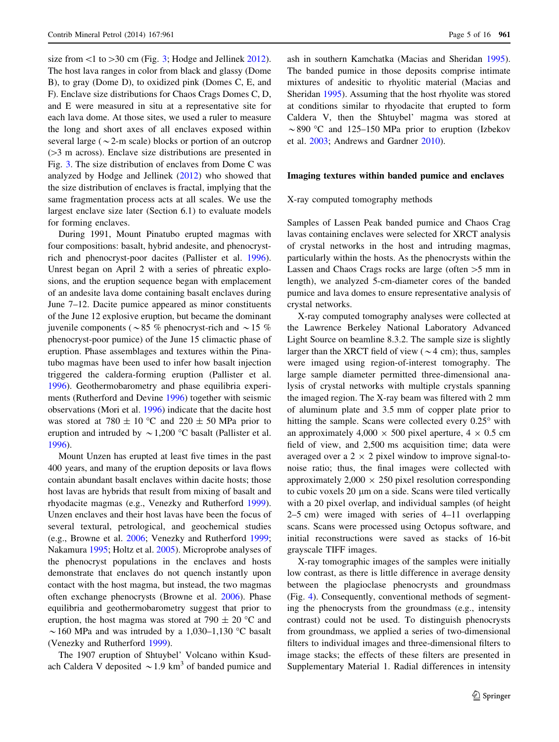size from <1 to >30 cm (Fig. 3; Hodge and Jellinek 2012). The host lava ranges in color from black and glassy (Dome B), to gray (Dome D), to oxidized pink (Domes C, E, and F). Enclave size distributions for Chaos Crags Domes C, D, and E were measured in situ at a representative site for each lava dome. At those sites, we used a ruler to measure the long and short axes of all enclaves exposed within several large (~2-m scale) blocks or portion of an outcrop (>3 m across). Enclave size distributions are presented in Fig. 3. The size distribution of enclaves from Dome C was analyzed by Hodge and Jellinek (2012) who showed that the size distribution of enclaves is fractal, implying that the same fragmentation process acts at all scales. We use the largest enclave size later (Section 6.1) to evaluate models for forming enclaves.

During 1991, Mount Pinatubo erupted magmas with four compositions: basalt, hybrid andesite, and phenocryst-rich and phenocryst-poor dacites (Pallister et al. 1996). Unrest began on April 2 with a series of phreatic explosions, and the eruption sequence began with emplacement of an andesite lava dome containing basalt enclaves during June 7–12. Dacite pumice appeared as minor constituents of the June 12 explosive eruption, but became the dominant juvenile components (~85 % phenocryst-rich and ~15 % phenocryst-poor pumice) of the June 15 climactic phase of eruption. Phase assemblages and textures within the Pinatubo magmas have been used to infer how basalt injection triggered the caldera-forming eruption (Pallister et al. 1996). Geothermobarometry and phase equilibria experiments (Rutherford and Devine 1996) together with seismic observations (Mori et al. 1996) indicate that the dacite host was stored at 780 ± 10 °C and 220 ± 50 MPa prior to eruption and intruded by ~1,200 °C basalt (Pallister et al. 1996).

Mount Unzen has erupted at least five times in the past 400 years, and many of the eruption deposits or lava flows contain abundant basalt enclaves within dacite hosts; those host lavas are hybrids that result from mixing of basalt and rhyodacite magmas (e.g., Venezky and Rutherford 1999). Unzen enclaves and their host lavas have been the focus of several textural, petrological, and geochemical studies (e.g., Browne et al. 2006; Venezky and Rutherford 1999; Nakamura 1995; Holtz et al. 2005). Microprobe analyses of the phenocryst populations in the enclaves and hosts demonstrate that enclaves do not quench instantly upon contact with the host magma, but instead, the two magmas often exchange phenocrysts (Browne et al. 2006). Phase equilibria and geothermobarometry suggest that prior to eruption, the host magma was stored at 790 ± 20 °C and ~160 MPa and was intruded by a 1,030–1,130 °C basalt (Venezky and Rutherford 1999).

The 1907 eruption of Shtuybel' Volcano within Ksudach Caldera V deposited ~1.9 km$^3$ of banded pumice and ash in southern Kamchatka (Macias and Sheridan 1995). The banded pumice in those deposits comprise intimate mixtures of andesitic to rhyolitic material (Macias and Sheridan 1995). Assuming that the host rhyolite was stored at conditions similar to rhyodacite that erupted to form Caldera V, then the Shtuybel' magma was stored at ~890 °C and 125–150 MPa prior to eruption (Izbekov et al. 2003; Andrews and Gardner 2010).

## Imaging textures within banded pumice and enclaves

### X-ray computed tomography methods

Samples of Lassen Peak banded pumice and Chaos Crag lavas containing enclaves were selected for XRCT analysis of crystal networks in the host and intruding magmas, particularly within the hosts. As the phenocrysts within the Lassen and Chaos Crags rocks are large (often >5 mm in length), we analyzed 5-cm-diameter cores of the banded pumice and lava domes to ensure representative analysis of crystal networks.

X-ray computed tomography analyses were collected at the Lawrence Berkeley National Laboratory Advanced Light Source on beamline 8.3.2. The sample size is slightly larger than the XRCT field of view (~4 cm); thus, samples were imaged using region-of-interest tomography. The large sample diameter permitted three-dimensional analysis of crystal networks with multiple crystals spanning the imaged region. The X-ray beam was filtered with 2 mm of aluminum plate and 3.5 mm of copper plate prior to hitting the sample. Scans were collected every 0.25° with an approximately 4,000 × 500 pixel aperture, 4 × 0.5 cm field of view, and 2,500 ms acquisition time; data were averaged over a 2 × 2 pixel window to improve signal-to-noise ratio; thus, the final images were collected with approximately 2,000 × 250 pixel resolution corresponding to cubic voxels 20 μm on a side. Scans were tiled vertically with a 20 pixel overlap, and individual samples (of height 2–5 cm) were imaged with series of 4–11 overlapping scans. Scans were processed using Octopus software, and initial reconstructions were saved as stacks of 16-bit grayscale TIFF images.

X-ray tomographic images of the samples were initially low contrast, as there is little difference in average density between the plagioclase phenocrysts and groundmass (Fig. 4). Consequently, conventional methods of segmenting the phenocrysts from the groundmass (e.g., intensity contrast) could not be used. To distinguish phenocrysts from groundmass, we applied a series of two-dimensional filters to individual images and three-dimensional filters to image stacks; the effects of these filters are presented in Supplementary Material 1. Radial differences in intensity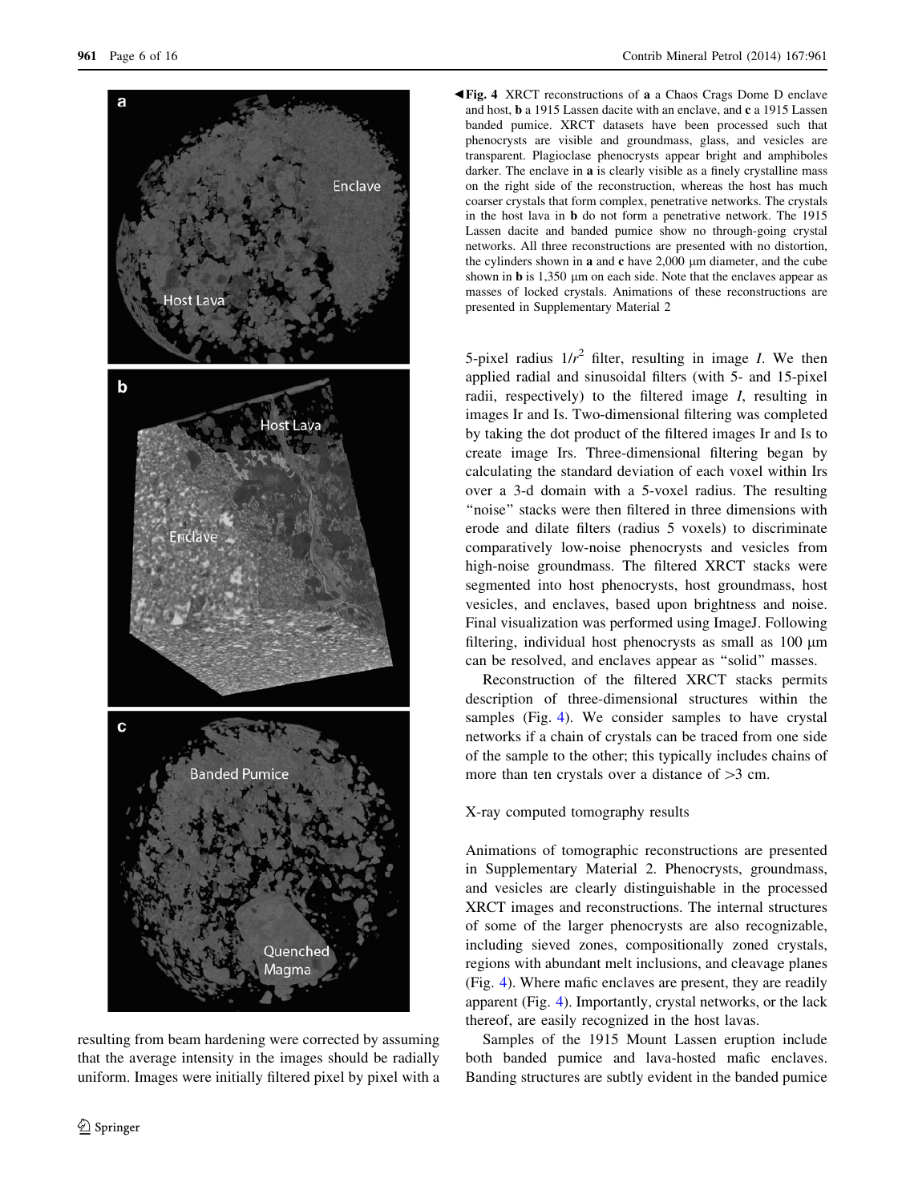**Fig. 4** XRCT reconstructions of **a** a Chaos Crags Dome D enclave and host, **b** a 1915 Lassen dacite with an enclave, and **c** a 1915 Lassen banded pumice. XRCT datasets have been processed such that phenocrysts are visible and groundmass, glass, and vesicles are transparent. Plagioclase phenocrysts appear bright and amphiboles darker. The enclave in **a** is clearly visible as a finely crystalline mass on the right side of the reconstruction, whereas the host has much coarser crystals that form complex, penetrative networks. The crystals in the host lava in **b** do not form a penetrative network. The 1915 Lassen dacite and banded pumice show no through-going crystal networks. All three reconstructions are presented with no distortion, the cylinders shown in **a** and **c** have 2,000 μm diameter, and the cube shown in **b** is 1,350 μm on each side. Note that the enclaves appear as masses of locked crystals. Animations of these reconstructions are presented in Supplementary Material 2

resulting from beam hardening were corrected by assuming that the average intensity in the images should be radially uniform. Images were initially filtered pixel by pixel with a 5-pixel radius $1/r^2$ filter, resulting in image *I*. We then applied radial and sinusoidal filters (with 5- and 15-pixel radii, respectively) to the filtered image *I*, resulting in images Ir and Is. Two-dimensional filtering was completed by taking the dot product of the filtered images Ir and Is to create image Irs. Three-dimensional filtering began by calculating the standard deviation of each voxel within Irs over a 3-d domain with a 5-voxel radius. The resulting "noise" stacks were then filtered in three dimensions with erode and dilate filters (radius 5 voxels) to discriminate comparatively low-noise phenocrysts and vesicles from high-noise groundmass. The filtered XRCT stacks were segmented into host phenocrysts, host groundmass, host vesicles, and enclaves, based upon brightness and noise. Final visualization was performed using ImageJ. Following filtering, individual host phenocrysts as small as 100 μm can be resolved, and enclaves appear as "solid" masses.

Reconstruction of the filtered XRCT stacks permits description of three-dimensional structures within the samples (Fig. 4). We consider samples to have crystal networks if a chain of crystals can be traced from one side of the sample to the other; this typically includes chains of more than ten crystals over a distance of >3 cm.

## X-ray computed tomography results

Animations of tomographic reconstructions are presented in Supplementary Material 2. Phenocrysts, groundmass, and vesicles are clearly distinguishable in the processed XRCT images and reconstructions. The internal structures of some of the larger phenocrysts are also recognizable, including sieved zones, compositionally zoned crystals, regions with abundant melt inclusions, and cleavage planes (Fig. 4). Where mafic enclaves are present, they are readily apparent (Fig. 4). Importantly, crystal networks, or the lack thereof, are easily recognized in the host lavas.

Samples of the 1915 Mount Lassen eruption include both banded pumice and lava-hosted mafic enclaves. Banding structures are subtly evident in the banded pumice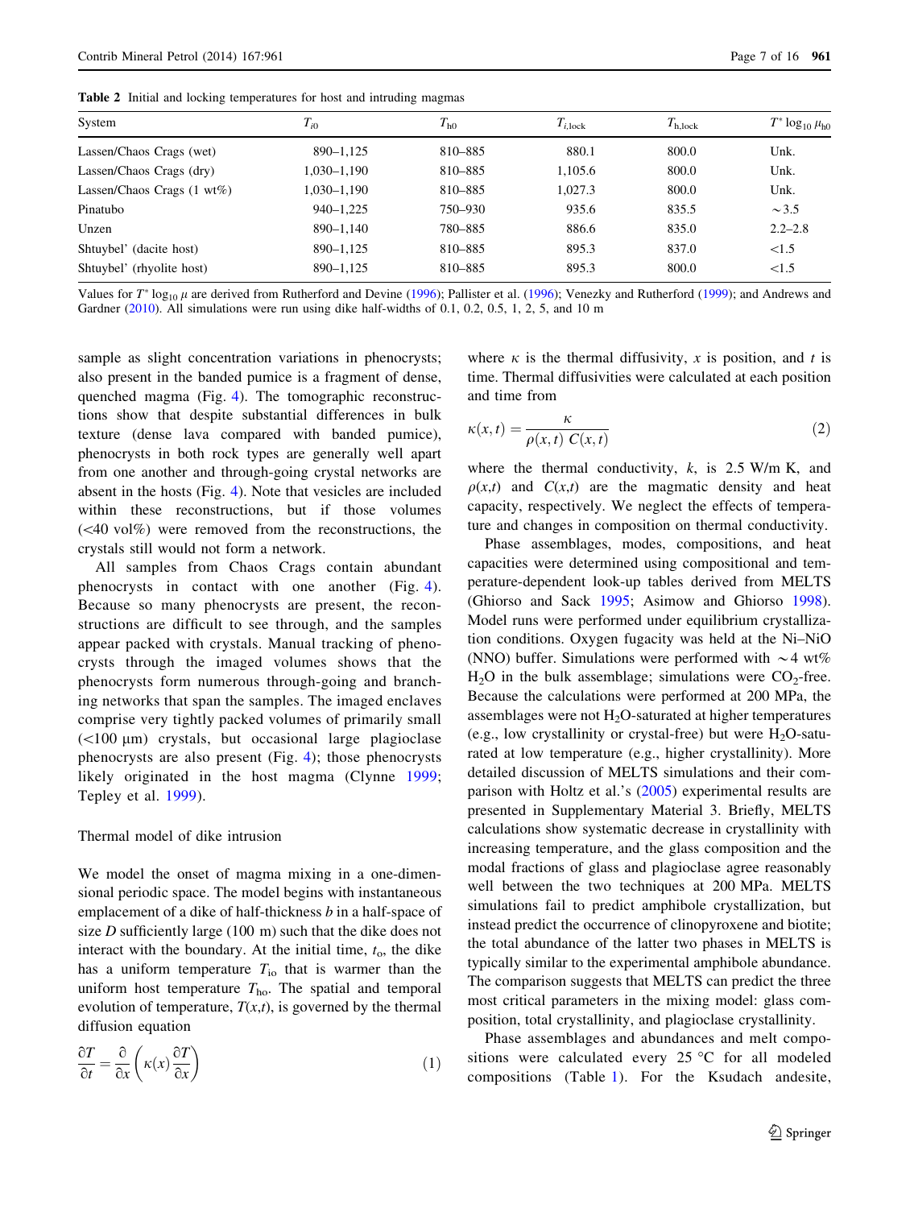**Table 2** Initial and locking temperatures for host and intruding magmas

| System | $T_{i0}$ | $T_{h0}$ | $T_{i,\mathrm{lock}}$ | $T_{h,\mathrm{lock}}$ | $T^* \log_{10} \mu_{h0}$ |
|---|---|---|---|---|---|
| Lassen/Chaos Crags (wet) | 890–1,125 | 810–885 | 880.1 | 800.0 | Unk. |
| Lassen/Chaos Crags (dry) | 1,030–1,190 | 810–885 | 1,105.6 | 800.0 | Unk. |
| Lassen/Chaos Crags (1 wt%) | 1,030–1,190 | 810–885 | 1,027.3 | 800.0 | Unk. |
| Pinatubo | 940–1,225 | 750–930 | 935.6 | 835.5 | ~3.5 |
| Unzen | 890–1,140 | 780–885 | 886.6 | 835.0 | 2.2–2.8 |
| Shtuybel' (dacite host) | 890–1,125 | 810–885 | 895.3 | 837.0 | <1.5 |
| Shtuybel' (rhyolite host) | 890–1,125 | 810–885 | 895.3 | 800.0 | <1.5 |

Values for $T^* \log_{10} \mu$ are derived from Rutherford and Devine (1996); Pallister et al. (1996); Venezky and Rutherford (1999); and Andrews and Gardner (2010). All simulations were run using dike half-widths of 0.1, 0.2, 0.5, 1, 2, 5, and 10 m

sample as slight concentration variations in phenocrysts; also present in the banded pumice is a fragment of dense, quenched magma (Fig. 4). The tomographic reconstructions show that despite substantial differences in bulk texture (dense lava compared with banded pumice), phenocrysts in both rock types are generally well apart from one another and through-going crystal networks are absent in the hosts (Fig. 4). Note that vesicles are included within these reconstructions, but if those volumes (<40 vol%) were removed from the reconstructions, the crystals still would not form a network.

All samples from Chaos Crags contain abundant phenocrysts in contact with one another (Fig. 4). Because so many phenocrysts are present, the reconstructions are difficult to see through, and the samples appear packed with crystals. Manual tracking of phenocrysts through the imaged volumes shows that the phenocrysts form numerous through-going and branching networks that span the samples. The imaged enclaves comprise very tightly packed volumes of primarily small (<100 μm) crystals, but occasional large plagioclase phenocrysts are also present (Fig. 4); those phenocrysts likely originated in the host magma (Clynne 1999; Tepley et al. 1999).

## Thermal model of dike intrusion

We model the onset of magma mixing in a one-dimensional periodic space. The model begins with instantaneous emplacement of a dike of half-thickness $b$ in a half-space of size $D$ sufficiently large (100 m) such that the dike does not interact with the boundary. At the initial time, $t_o$, the dike has a uniform temperature $T_{io}$ that is warmer than the uniform host temperature $T_{ho}$. The spatial and temporal evolution of temperature, $T(x,t)$, is governed by the thermal diffusion equation

$$\frac{\partial T}{\partial t} = \frac{\partial}{\partial x}\left(\kappa(x)\frac{\partial T}{\partial x}\right) \tag{1}$$

where $\kappa$ is the thermal diffusivity, $x$ is position, and $t$ is time. Thermal diffusivities were calculated at each position and time from

$$\kappa(x,t) = \frac{\kappa}{\rho(x,t)\ C(x,t)} \tag{2}$$

where the thermal conductivity, $k$, is 2.5 W/m K, and $\rho(x,t)$ and $C(x,t)$ are the magmatic density and heat capacity, respectively. We neglect the effects of temperature and changes in composition on thermal conductivity.

Phase assemblages, modes, compositions, and heat capacities were determined using compositional and temperature-dependent look-up tables derived from MELTS (Ghiorso and Sack 1995; Asimow and Ghiorso 1998). Model runs were performed under equilibrium crystallization conditions. Oxygen fugacity was held at the Ni–NiO (NNO) buffer. Simulations were performed with ~4 wt% $H_2O$ in the bulk assemblage; simulations were $CO_2$-free. Because the calculations were performed at 200 MPa, the assemblages were not $H_2O$-saturated at higher temperatures (e.g., low crystallinity or crystal-free) but were $H_2O$-saturated at low temperature (e.g., higher crystallinity). More detailed discussion of MELTS simulations and their comparison with Holtz et al.'s (2005) experimental results are presented in Supplementary Material 3. Briefly, MELTS calculations show systematic decrease in crystallinity with increasing temperature, and the glass composition and the modal fractions of glass and plagioclase agree reasonably well between the two techniques at 200 MPa. MELTS simulations fail to predict amphibole crystallization, but instead predict the occurrence of clinopyroxene and biotite; the total abundance of the latter two phases in MELTS is typically similar to the experimental amphibole abundance. The comparison suggests that MELTS can predict the three most critical parameters in the mixing model: glass composition, total crystallinity, and plagioclase crystallinity.

Phase assemblages and abundances and melt compositions were calculated every 25 °C for all modeled compositions (Table 1). For the Ksudach andesite,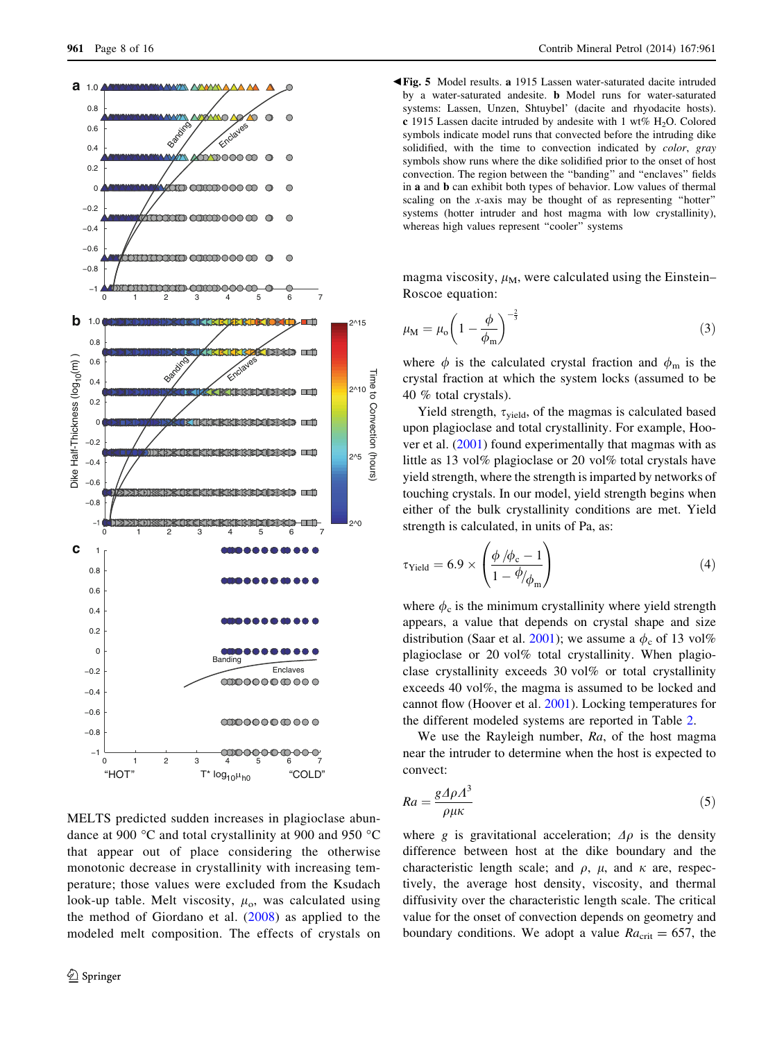**Fig. 5** Model results. **a** 1915 Lassen water-saturated dacite intruded by a water-saturated andesite. **b** Model runs for water-saturated systems: Lassen, Unzen, Shtuybel' (dacite and rhyodacite hosts). **c** 1915 Lassen dacite intruded by andesite with 1 wt% $H_2O$. Colored symbols indicate model runs that convected before the intruding dike solidified, with the time to convection indicated by *color*, *gray* symbols show runs where the dike solidified prior to the onset of host convection. The region between the "banding" and "enclaves" fields in **a** and **b** can exhibit both types of behavior. Low values of thermal scaling on the *x*-axis may be thought of as representing "hotter" systems (hotter intruder and host magma with low crystallinity), whereas high values represent "cooler" systems

MELTS predicted sudden increases in plagioclase abundance at 900 °C and total crystallinity at 900 and 950 °C that appear out of place considering the otherwise monotonic decrease in crystallinity with increasing temperature; those values were excluded from the Ksudach look-up table. Melt viscosity, $\mu_o$, was calculated using the method of Giordano et al. (2008) as applied to the modeled melt composition. The effects of crystals on magma viscosity, $\mu_M$, were calculated using the Einstein–Roscoe equation:

$$\mu_M = \mu_o \left(1 - \frac{\phi}{\phi_m}\right)^{-\frac{2}{3}} \tag{3}$$

where $\phi$ is the calculated crystal fraction and $\phi_m$ is the crystal fraction at which the system locks (assumed to be 40 % total crystals).

Yield strength, $\tau_{yield}$, of the magmas is calculated based upon plagioclase and total crystallinity. For example, Hoover et al. (2001) found experimentally that magmas with as little as 13 vol% plagioclase or 20 vol% total crystals have yield strength, where the strength is imparted by networks of touching crystals. In our model, yield strength begins when either of the bulk crystallinity conditions are met. Yield strength is calculated, in units of Pa, as:

$$\tau_{Yield} = 6.9 \times \left(\frac{\phi/\phi_c - 1}{1 - \phi/\phi_m}\right) \tag{4}$$

where $\phi_c$ is the minimum crystallinity where yield strength appears, a value that depends on crystal shape and size distribution (Saar et al. 2001); we assume a $\phi_c$ of 13 vol% plagioclase or 20 vol% total crystallinity. When plagioclase crystallinity exceeds 30 vol% or total crystallinity exceeds 40 vol%, the magma is assumed to be locked and cannot flow (Hoover et al. 2001). Locking temperatures for the different modeled systems are reported in Table 2.

We use the Rayleigh number, *Ra*, of the host magma near the intruder to determine when the host is expected to convect:

$$Ra = \frac{g \Delta\rho \Lambda^3}{\rho \mu \kappa} \tag{5}$$

where $g$ is gravitational acceleration; $\Delta\rho$ is the density difference between host at the dike boundary and the characteristic length scale; and $\rho$, $\mu$, and $\kappa$ are, respectively, the average host density, viscosity, and thermal diffusivity over the characteristic length scale. The critical value for the onset of convection depends on geometry and boundary conditions. We adopt a value $Ra_{crit} = 657$, the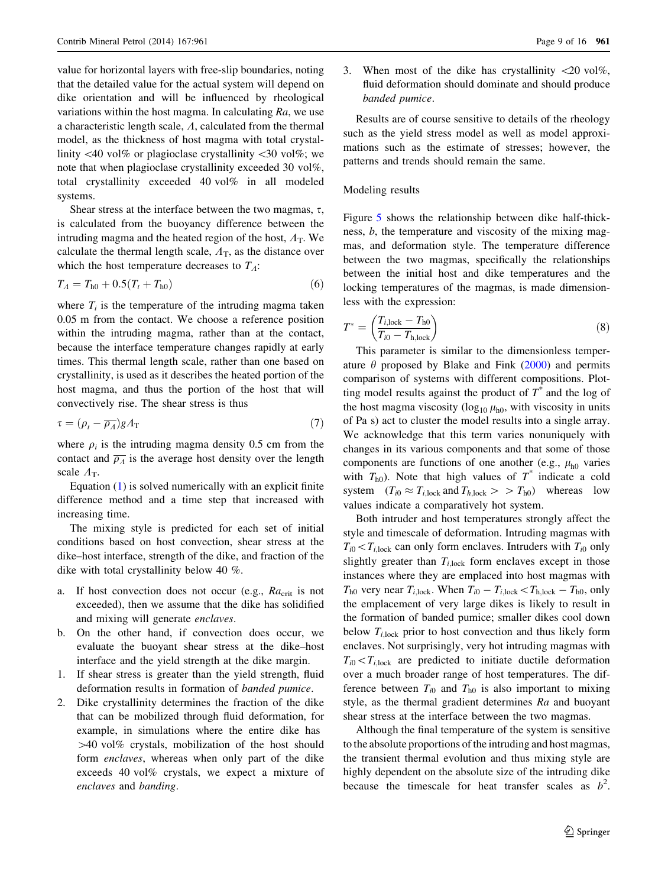value for horizontal layers with free-slip boundaries, noting that the detailed value for the actual system will depend on dike orientation and will be influenced by rheological variations within the host magma. In calculating $Ra$, we use a characteristic length scale, $\Lambda$, calculated from the thermal model, as the thickness of host magma with total crystallinity <40 vol% or plagioclase crystallinity <30 vol%; we note that when plagioclase crystallinity exceeded 30 vol%, total crystallinity exceeded 40 vol% in all modeled systems.

Shear stress at the interface between the two magmas, $\tau$, is calculated from the buoyancy difference between the intruding magma and the heated region of the host, $\Lambda_T$. We calculate the thermal length scale, $\Lambda_T$, as the distance over which the host temperature decreases to $T_\Lambda$:

$$T_\Lambda = T_{h0} + 0.5(T_t + T_{h0}) \tag{6}$$

where $T_i$ is the temperature of the intruding magma taken 0.05 m from the contact. We choose a reference position within the intruding magma, rather than at the contact, because the interface temperature changes rapidly at early times. This thermal length scale, rather than one based on crystallinity, is used as it describes the heated portion of the host magma, and thus the portion of the host that will convectively rise. The shear stress is thus

$$\tau = (\rho_t - \overline{\rho_\Lambda})g\Lambda_T \tag{7}$$

where $\rho_i$ is the intruding magma density 0.5 cm from the contact and $\overline{\rho_\Lambda}$ is the average host density over the length scale $\Lambda_T$.

Equation (1) is solved numerically with an explicit finite difference method and a time step that increased with increasing time.

The mixing style is predicted for each set of initial conditions based on host convection, shear stress at the dike–host interface, strength of the dike, and fraction of the dike with total crystallinity below 40 %.

a. If host convection does not occur (e.g., $Ra_{crit}$ is not exceeded), then we assume that the dike has solidified and mixing will generate *enclaves*.
b. On the other hand, if convection does occur, we evaluate the buoyant shear stress at the dike–host interface and the yield strength at the dike margin.

1. If shear stress is greater than the yield strength, fluid deformation results in formation of *banded pumice*.
2. Dike crystallinity determines the fraction of the dike that can be mobilized through fluid deformation, for example, in simulations where the entire dike has >40 vol% crystals, mobilization of the host should form *enclaves*, whereas when only part of the dike exceeds 40 vol% crystals, we expect a mixture of *enclaves* and *banding*.
3. When most of the dike has crystallinity <20 vol%, fluid deformation should dominate and should produce *banded pumice*.

Results are of course sensitive to details of the rheology such as the yield stress model as well as model approximations such as the estimate of stresses; however, the patterns and trends should remain the same.

## Modeling results

Figure 5 shows the relationship between dike half-thickness, $b$, the temperature and viscosity of the mixing magmas, and deformation style. The temperature difference between the two magmas, specifically the relationships between the initial host and dike temperatures and the locking temperatures of the magmas, is made dimensionless with the expression:

$$T^* = \left(\frac{T_{i,\text{lock}} - T_{h0}}{T_{i0} - T_{h,\text{lock}}}\right) \tag{8}$$

This parameter is similar to the dimensionless temperature $\theta$ proposed by Blake and Fink (2000) and permits comparison of systems with different compositions. Plotting model results against the product of $T^*$ and the log of the host magma viscosity ($\log_{10}\mu_{h0}$, with viscosity in units of Pa s) act to cluster the model results into a single array. We acknowledge that this term varies nonuniquely with changes in its various components and that some of those components are functions of one another (e.g., $\mu_{h0}$ varies with $T_{h0}$). Note that high values of $T^*$ indicate a cold system ($T_{i0} \approx T_{i,\text{lock}}$ and $T_{h,\text{lock}} >> T_{h0}$) whereas low values indicate a comparatively hot system.

Both intruder and host temperatures strongly affect the style and timescale of deformation. Intruding magmas with $T_{i0} < T_{i,\text{lock}}$ can only form enclaves. Intruders with $T_{i0}$ only slightly greater than $T_{i,\text{lock}}$ form enclaves except in those instances where they are emplaced into host magmas with $T_{h0}$ very near $T_{i,\text{lock}}$. When $T_{i0} - T_{i,\text{lock}} < T_{h,\text{lock}} - T_{h0}$, only the emplacement of very large dikes is likely to result in the formation of banded pumice; smaller dikes cool down below $T_{i,\text{lock}}$ prior to host convection and thus likely form enclaves. Not surprisingly, very hot intruding magmas with $T_{i0} < T_{i,\text{lock}}$ are predicted to initiate ductile deformation over a much broader range of host temperatures. The difference between $T_{i0}$ and $T_{h0}$ is also important to mixing style, as the thermal gradient determines $Ra$ and buoyant shear stress at the interface between the two magmas.

Although the final temperature of the system is sensitive to the absolute proportions of the intruding and host magmas, the transient thermal evolution and thus mixing style are highly dependent on the absolute size of the intruding dike because the timescale for heat transfer scales as $b^2$.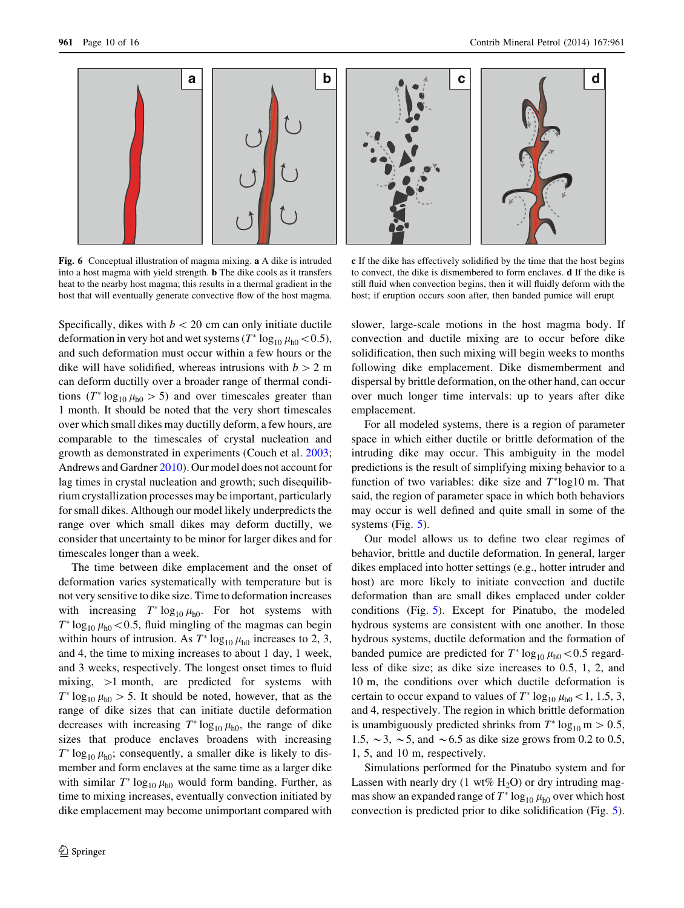**Fig. 6** Conceptual illustration of magma mixing. **a** A dike is intruded into a host magma with yield strength. **b** The dike cools as it transfers heat to the nearby host magma; this results in a thermal gradient in the host that will eventually generate convective flow of the host magma. **c** If the dike has effectively solidified by the time that the host begins to convect, the dike is dismembered to form enclaves. **d** If the dike is still fluid when convection begins, then it will fluidly deform with the host; if eruption occurs soon after, then banded pumice will erupt

Specifically, dikes with $b < 20$ cm can only initiate ductile deformation in very hot and wet systems ($T^* \log_{10} \mu_{h0} < 0.5$), and such deformation must occur within a few hours or the dike will have solidified, whereas intrusions with $b > 2$ m can deform ductilly over a broader range of thermal conditions ($T^* \log_{10} \mu_{h0} > 5$) and over timescales greater than 1 month. It should be noted that the very short timescales over which small dikes may ductilly deform, a few hours, are comparable to the timescales of crystal nucleation and growth as demonstrated in experiments (Couch et al. 2003; Andrews and Gardner 2010). Our model does not account for lag times in crystal nucleation and growth; such disequilibrium crystallization processes may be important, particularly for small dikes. Although our model likely underpredicts the range over which small dikes may deform ductilly, we consider that uncertainty to be minor for larger dikes and for timescales longer than a week.

The time between dike emplacement and the onset of deformation varies systematically with temperature but is not very sensitive to dike size. Time to deformation increases with increasing $T^* \log_{10} \mu_{h0}$. For hot systems with $T^* \log_{10} \mu_{h0} < 0.5$, fluid mingling of the magmas can begin within hours of intrusion. As $T^* \log_{10} \mu_{h0}$ increases to 2, 3, and 4, the time to mixing increases to about 1 day, 1 week, and 3 weeks, respectively. The longest onset times to fluid mixing, >1 month, are predicted for systems with $T^* \log_{10} \mu_{h0} > 5$. It should be noted, however, that as the range of dike sizes that can initiate ductile deformation decreases with increasing $T^* \log_{10} \mu_{h0}$, the range of dike sizes that produce enclaves broadens with increasing $T^* \log_{10} \mu_{h0}$; consequently, a smaller dike is likely to dismember and form enclaves at the same time as a larger dike with similar $T^* \log_{10} \mu_{h0}$ would form banding. Further, as time to mixing increases, eventually convection initiated by dike emplacement may become unimportant compared with slower, large-scale motions in the host magma body. If convection and ductile mixing are to occur before dike solidification, then such mixing will begin weeks to months following dike emplacement. Dike dismemberment and dispersal by brittle deformation, on the other hand, can occur over much longer time intervals: up to years after dike emplacement.

For all modeled systems, there is a region of parameter space in which either ductile or brittle deformation of the intruding dike may occur. This ambiguity in the model predictions is the result of simplifying mixing behavior to a function of two variables: dike size and $T^*$log10 m. That said, the region of parameter space in which both behaviors may occur is well defined and quite small in some of the systems (Fig. 5).

Our model allows us to define two clear regimes of behavior, brittle and ductile deformation. In general, larger dikes emplaced into hotter settings (e.g., hotter intruder and host) are more likely to initiate convection and ductile deformation than are small dikes emplaced under colder conditions (Fig. 5). Except for Pinatubo, the modeled hydrous systems are consistent with one another. In those hydrous systems, ductile deformation and the formation of banded pumice are predicted for $T^* \log_{10} \mu_{h0} < 0.5$ regardless of dike size; as dike size increases to 0.5, 1, 2, and 10 m, the conditions over which ductile deformation is certain to occur expand to values of $T^* \log_{10} \mu_{h0} < 1$, 1.5, 3, and 4, respectively. The region in which brittle deformation is unambiguously predicted shrinks from $T^* \log_{10} \text{m} > 0.5$, 1.5, ~3, ~5, and ~6.5 as dike size grows from 0.2 to 0.5, 1, 5, and 10 m, respectively.

Simulations performed for the Pinatubo system and for Lassen with nearly dry (1 wt% $H_2O$) or dry intruding magmas show an expanded range of $T^* \log_{10} \mu_{h0}$ over which host convection is predicted prior to dike solidification (Fig. 5).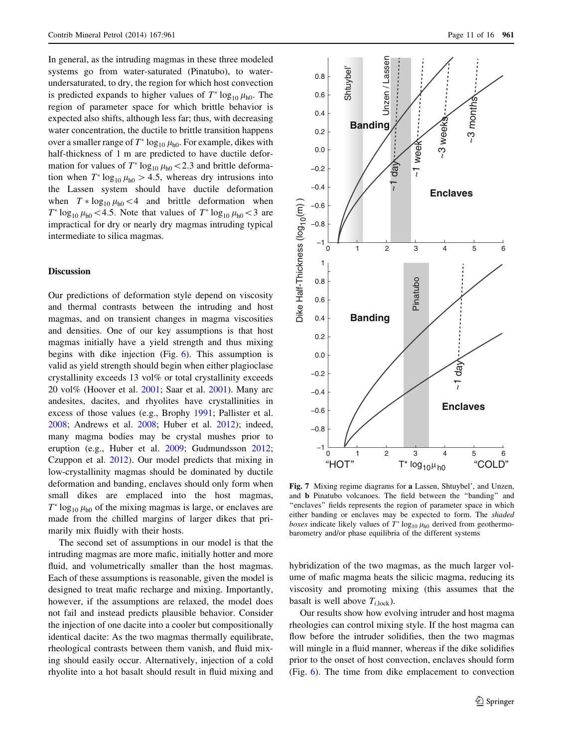In general, as the intruding magmas in these three modeled systems go from water-saturated (Pinatubo), to water-undersaturated, to dry, the region for which host convection is predicted expands to higher values of $T^* \log_{10} \mu_{h0}$. The region of parameter space for which brittle behavior is expected also shifts, although less far; thus, with decreasing water concentration, the ductile to brittle transition happens over a smaller range of $T^* \log_{10} \mu_{h0}$. For example, dikes with half-thickness of 1 m are predicted to have ductile deformation for values of $T^* \log_{10} \mu_{h0} < 2.3$ and brittle deformation when $T^* \log_{10} \mu_{h0} > 4.5$, whereas dry intrusions into the Lassen system should have ductile deformation when $T * \log_{10} \mu_{h0} < 4$ and brittle deformation when $T^* \log_{10} \mu_{h0} < 4.5$. Note that values of $T^* \log_{10} \mu_{h0} < 3$ are impractical for dry or nearly dry magmas intruding typical intermediate to silica magmas.

## Discussion

Our predictions of deformation style depend on viscosity and thermal contrasts between the intruding and host magmas, and on transient changes in magma viscosities and densities. One of our key assumptions is that host magmas initially have a yield strength and thus mixing begins with dike injection (Fig. 6). This assumption is valid as yield strength should begin when either plagioclase crystallinity exceeds 13 vol% or total crystallinity exceeds 20 vol% (Hoover et al. 2001; Saar et al. 2001). Many arc andesites, dacites, and rhyolites have crystallinities in excess of those values (e.g., Brophy 1991; Pallister et al. 2008; Andrews et al. 2008; Huber et al. 2012); indeed, many magma bodies may be crystal mushes prior to eruption (e.g., Huber et al. 2009; Gudmundsson 2012; Czuppon et al. 2012). Our model predicts that mixing in low-crystallinity magmas should be dominated by ductile deformation and banding, enclaves should only form when small dikes are emplaced into the host magmas, $T^* \log_{10} \mu_{h0}$ of the mixing magmas is large, or enclaves are made from the chilled margins of larger dikes that primarily mix fluidly with their hosts.

The second set of assumptions in our model is that the intruding magmas are more mafic, initially hotter and more fluid, and volumetrically smaller than the host magmas. Each of these assumptions is reasonable, given the model is designed to treat mafic recharge and mixing. Importantly, however, if the assumptions are relaxed, the model does not fail and instead predicts plausible behavior. Consider the injection of one dacite into a cooler but compositionally identical dacite: As the two magmas thermally equilibrate, rheological contrasts between them vanish, and fluid mixing should easily occur. Alternatively, injection of a cold rhyolite into a hot basalt should result in fluid mixing and hybridization of the two magmas, as the much larger volume of mafic magma heats the silicic magma, reducing its viscosity and promoting mixing (this assumes that the basalt is well above $T_{i,\mathrm{lock}}$).

Our results show how evolving intruder and host magma rheologies can control mixing style. If the host magma can flow before the intruder solidifies, then the two magmas will mingle in a fluid manner, whereas if the dike solidifies prior to the onset of host convection, enclaves should form (Fig. 6). The time from dike emplacement to convection

**Fig. 7** Mixing regime diagrams for **a** Lassen, Shtuybel', and Unzen, and **b** Pinatubo volcanoes. The field between the "banding" and "enclaves" fields represents the region of parameter space in which either banding or enclaves may be expected to form. The *shaded boxes* indicate likely values of $T^* \log_{10} \mu_{h0}$ derived from geothermobarometry and/or phase equilibria of the different systems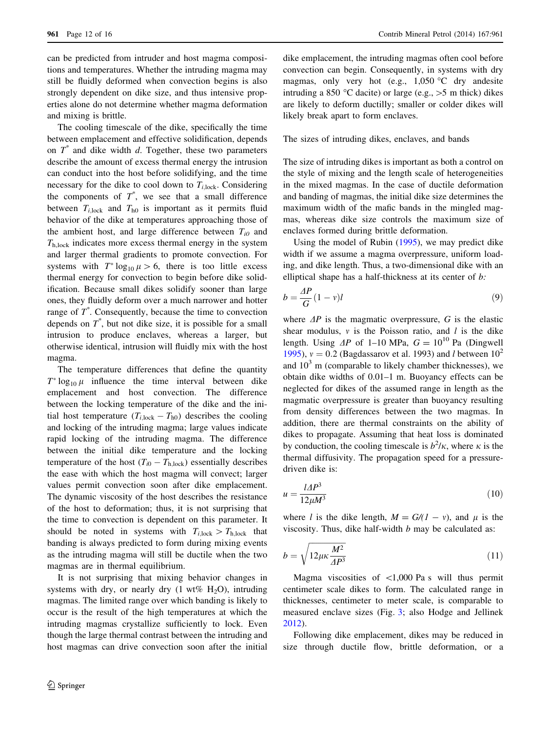can be predicted from intruder and host magma compositions and temperatures. Whether the intruding magma may still be fluidly deformed when convection begins is also strongly dependent on dike size, and thus intensive properties alone do not determine whether magma deformation and mixing is brittle.

The cooling timescale of the dike, specifically the time between emplacement and effective solidification, depends on $T^*$ and dike width $d$. Together, these two parameters describe the amount of excess thermal energy the intrusion can conduct into the host before solidifying, and the time necessary for the dike to cool down to $T_{i,\text{lock}}$. Considering the components of $T^*$, we see that a small difference between $T_{i,\text{lock}}$ and $T_{h0}$ is important as it permits fluid behavior of the dike at temperatures approaching those of the ambient host, and large difference between $T_{i0}$ and $T_{h,\text{lock}}$ indicates more excess thermal energy in the system and larger thermal gradients to promote convection. For systems with $T^* \log_{10} \mu > 6$, there is too little excess thermal energy for convection to begin before dike solidification. Because small dikes solidify sooner than large ones, they fluidly deform over a much narrower and hotter range of $T^*$. Consequently, because the time to convection depends on $T^*$, but not dike size, it is possible for a small intrusion to produce enclaves, whereas a larger, but otherwise identical, intrusion will fluidly mix with the host magma.

The temperature differences that define the quantity $T^* \log_{10} \mu$ influence the time interval between dike emplacement and host convection. The difference between the locking temperature of the dike and the initial host temperature ($T_{i,\text{lock}} - T_{h0}$) describes the cooling and locking of the intruding magma; large values indicate rapid locking of the intruding magma. The difference between the initial dike temperature and the locking temperature of the host ($T_{i0} - T_{h,\text{lock}}$) essentially describes the ease with which the host magma will convect; larger values permit convection soon after dike emplacement. The dynamic viscosity of the host describes the resistance of the host to deformation; thus, it is not surprising that the time to convection is dependent on this parameter. It should be noted in systems with $T_{i,\text{lock}} > T_{h,\text{lock}}$ that banding is always predicted to form during mixing events as the intruding magma will still be ductile when the two magmas are in thermal equilibrium.

It is not surprising that mixing behavior changes in systems with dry, or nearly dry (1 wt% $H_2O$), intruding magmas. The limited range over which banding is likely to occur is the result of the high temperatures at which the intruding magmas crystallize sufficiently to lock. Even though the large thermal contrast between the intruding and host magmas can drive convection soon after the initial dike emplacement, the intruding magmas often cool before convection can begin. Consequently, in systems with dry magmas, only very hot (e.g., 1,050 °C dry andesite intruding a 850 °C dacite) or large (e.g., >5 m thick) dikes are likely to deform ductilly; smaller or colder dikes will likely break apart to form enclaves.

## The sizes of intruding dikes, enclaves, and bands

The size of intruding dikes is important as both a control on the style of mixing and the length scale of heterogeneities in the mixed magmas. In the case of ductile deformation and banding of magmas, the initial dike size determines the maximum width of the mafic bands in the mingled magmas, whereas dike size controls the maximum size of enclaves formed during brittle deformation.

Using the model of Rubin (1995), we may predict dike width if we assume a magma overpressure, uniform loading, and dike length. Thus, a two-dimensional dike with an elliptical shape has a half-thickness at its center of $b$:

$$b = \frac{\Delta P}{G}(1 - v)l \tag{9}$$

where $\Delta P$ is the magmatic overpressure, $G$ is the elastic shear modulus, $v$ is the Poisson ratio, and $l$ is the dike length. Using $\Delta P$ of 1–10 MPa, $G = 10^{10}$ Pa (Dingwell 1995), $v = 0.2$ (Bagdassarov et al. 1993) and $l$ between $10^2$ and $10^3$ m (comparable to likely chamber thicknesses), we obtain dike widths of 0.01–1 m. Buoyancy effects can be neglected for dikes of the assumed range in length as the magmatic overpressure is greater than buoyancy resulting from density differences between the two magmas. In addition, there are thermal constraints on the ability of dikes to propagate. Assuming that heat loss is dominated by conduction, the cooling timescale is $b^2/\kappa$, where $\kappa$ is the thermal diffusivity. The propagation speed for a pressure-driven dike is:

$$u = \frac{l\Delta P^3}{12\mu M^3} \tag{10}$$

where $l$ is the dike length, $M = G/(1 - v)$, and $\mu$ is the viscosity. Thus, dike half-width $b$ may be calculated as:

$$b = \sqrt{12\mu\kappa\frac{M^2}{\Delta P^3}} \tag{11}$$

Magma viscosities of <1,000 Pa s will thus permit centimeter scale dikes to form. The calculated range in thicknesses, centimeter to meter scale, is comparable to measured enclave sizes (Fig. 3; also Hodge and Jellinek 2012).

Following dike emplacement, dikes may be reduced in size through ductile flow, brittle deformation, or a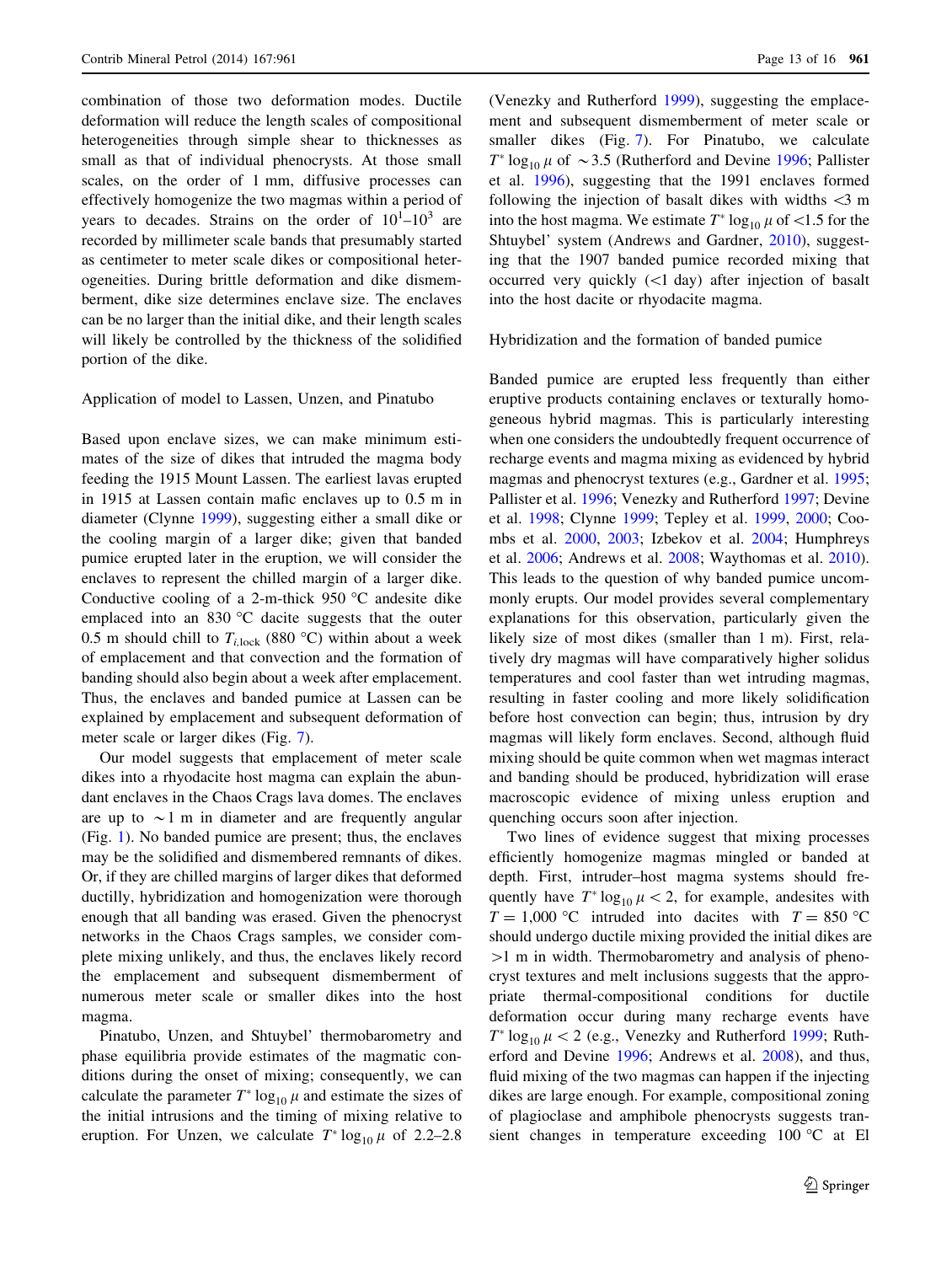combination of those two deformation modes. Ductile deformation will reduce the length scales of compositional heterogeneities through simple shear to thicknesses as small as that of individual phenocrysts. At those small scales, on the order of 1 mm, diffusive processes can effectively homogenize the two magmas within a period of years to decades. Strains on the order of $10^1$–$10^3$ are recorded by millimeter scale bands that presumably started as centimeter to meter scale dikes or compositional heterogeneities. During brittle deformation and dike dismemberment, dike size determines enclave size. The enclaves can be no larger than the initial dike, and their length scales will likely be controlled by the thickness of the solidified portion of the dike.

### Application of model to Lassen, Unzen, and Pinatubo

Based upon enclave sizes, we can make minimum estimates of the size of dikes that intruded the magma body feeding the 1915 Mount Lassen. The earliest lavas erupted in 1915 at Lassen contain mafic enclaves up to 0.5 m in diameter (Clynne 1999), suggesting either a small dike or the cooling margin of a larger dike; given that banded pumice erupted later in the eruption, we will consider the enclaves to represent the chilled margin of a larger dike. Conductive cooling of a 2-m-thick 950 °C andesite dike emplaced into an 830 °C dacite suggests that the outer 0.5 m should chill to $T_{i,\text{lock}}$ (880 °C) within about a week of emplacement and that convection and the formation of banding should also begin about a week after emplacement. Thus, the enclaves and banded pumice at Lassen can be explained by emplacement and subsequent deformation of meter scale or larger dikes (Fig. 7).

Our model suggests that emplacement of meter scale dikes into a rhyodacite host magma can explain the abundant enclaves in the Chaos Crags lava domes. The enclaves are up to ~1 m in diameter and are frequently angular (Fig. 1). No banded pumice are present; thus, the enclaves may be the solidified and dismembered remnants of dikes. Or, if they are chilled margins of larger dikes that deformed ductilly, hybridization and homogenization were thorough enough that all banding was erased. Given the phenocryst networks in the Chaos Crags samples, we consider complete mixing unlikely, and thus, the enclaves likely record the emplacement and subsequent dismemberment of numerous meter scale or smaller dikes into the host magma.

Pinatubo, Unzen, and Shtuybel' thermobarometry and phase equilibria provide estimates of the magmatic conditions during the onset of mixing; consequently, we can calculate the parameter $T^* \log_{10} \mu$ and estimate the sizes of the initial intrusions and the timing of mixing relative to eruption. For Unzen, we calculate $T^* \log_{10} \mu$ of 2.2–2.8 (Venezky and Rutherford 1999), suggesting the emplacement and subsequent dismemberment of meter scale or smaller dikes (Fig. 7). For Pinatubo, we calculate $T^* \log_{10} \mu$ of ~3.5 (Rutherford and Devine 1996; Pallister et al. 1996), suggesting that the 1991 enclaves formed following the injection of basalt dikes with widths <3 m into the host magma. We estimate $T^* \log_{10} \mu$ of <1.5 for the Shtuybel' system (Andrews and Gardner, 2010), suggesting that the 1907 banded pumice recorded mixing that occurred very quickly (<1 day) after injection of basalt into the host dacite or rhyodacite magma.

### Hybridization and the formation of banded pumice

Banded pumice are erupted less frequently than either eruptive products containing enclaves or texturally homogeneous hybrid magmas. This is particularly interesting when one considers the undoubtedly frequent occurrence of recharge events and magma mixing as evidenced by hybrid magmas and phenocryst textures (e.g., Gardner et al. 1995; Pallister et al. 1996; Venezky and Rutherford 1997; Devine et al. 1998; Clynne 1999; Tepley et al. 1999, 2000; Coombs et al. 2000, 2003; Izbekov et al. 2004; Humphreys et al. 2006; Andrews et al. 2008; Waythomas et al. 2010). This leads to the question of why banded pumice uncommonly erupts. Our model provides several complementary explanations for this observation, particularly given the likely size of most dikes (smaller than 1 m). First, relatively dry magmas will have comparatively higher solidus temperatures and cool faster than wet intruding magmas, resulting in faster cooling and more likely solidification before host convection can begin; thus, intrusion by dry magmas will likely form enclaves. Second, although fluid mixing should be quite common when wet magmas interact and banding should be produced, hybridization will erase macroscopic evidence of mixing unless eruption and quenching occurs soon after injection.

Two lines of evidence suggest that mixing processes efficiently homogenize magmas mingled or banded at depth. First, intruder–host magma systems should frequently have $T^* \log_{10} \mu < 2$, for example, andesites with $T = 1{,}000$ °C intruded into dacites with $T = 850$ °C should undergo ductile mixing provided the initial dikes are >1 m in width. Thermobarometry and analysis of phenocryst textures and melt inclusions suggests that the appropriate thermal-compositional conditions for ductile deformation occur during many recharge events have $T^* \log_{10} \mu < 2$ (e.g., Venezky and Rutherford 1999; Rutherford and Devine 1996; Andrews et al. 2008), and thus, fluid mixing of the two magmas can happen if the injecting dikes are large enough. For example, compositional zoning of plagioclase and amphibole phenocrysts suggests transient changes in temperature exceeding 100 °C at El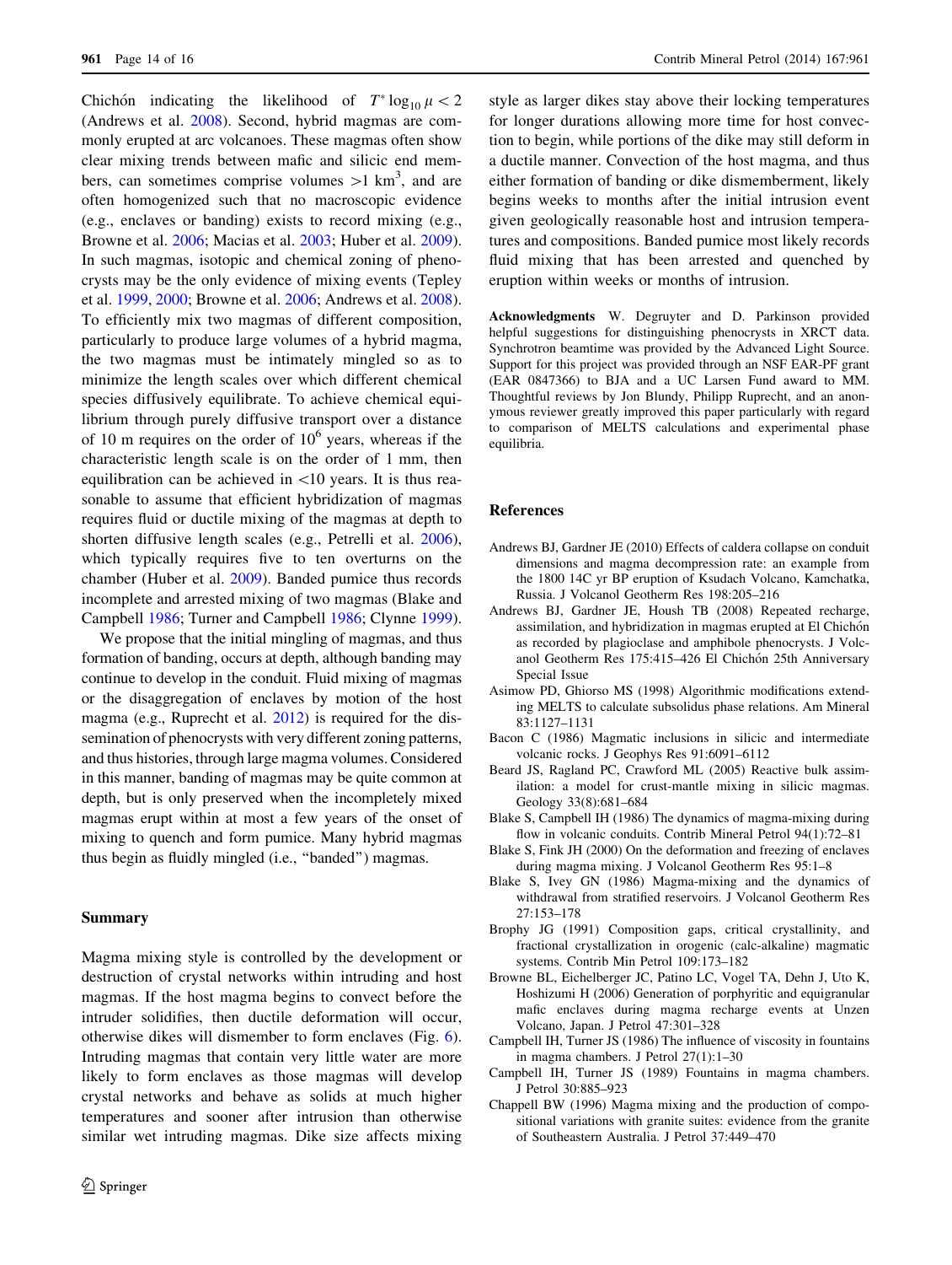Chichón indicating the likelihood of $T^{*}\log_{10}\mu < 2$ (Andrews et al. 2008). Second, hybrid magmas are commonly erupted at arc volcanoes. These magmas often show clear mixing trends between mafic and silicic end members, can sometimes comprise volumes >1 km$^3$, and are often homogenized such that no macroscopic evidence (e.g., enclaves or banding) exists to record mixing (e.g., Browne et al. 2006; Macias et al. 2003; Huber et al. 2009). In such magmas, isotopic and chemical zoning of phenocrysts may be the only evidence of mixing events (Tepley et al. 1999, 2000; Browne et al. 2006; Andrews et al. 2008). To efficiently mix two magmas of different composition, particularly to produce large volumes of a hybrid magma, the two magmas must be intimately mingled so as to minimize the length scales over which different chemical species diffusively equilibrate. To achieve chemical equilibrium through purely diffusive transport over a distance of 10 m requires on the order of $10^6$ years, whereas if the characteristic length scale is on the order of 1 mm, then equilibration can be achieved in <10 years. It is thus reasonable to assume that efficient hybridization of magmas requires fluid or ductile mixing of the magmas at depth to shorten diffusive length scales (e.g., Petrelli et al. 2006), which typically requires five to ten overturns on the chamber (Huber et al. 2009). Banded pumice thus records incomplete and arrested mixing of two magmas (Blake and Campbell 1986; Turner and Campbell 1986; Clynne 1999).

We propose that the initial mingling of magmas, and thus formation of banding, occurs at depth, although banding may continue to develop in the conduit. Fluid mixing of magmas or the disaggregation of enclaves by motion of the host magma (e.g., Ruprecht et al. 2012) is required for the dissemination of phenocrysts with very different zoning patterns, and thus histories, through large magma volumes. Considered in this manner, banding of magmas may be quite common at depth, but is only preserved when the incompletely mixed magmas erupt within at most a few years of the onset of mixing to quench and form pumice. Many hybrid magmas thus begin as fluidly mingled (i.e., "banded") magmas.

## Summary

Magma mixing style is controlled by the development or destruction of crystal networks within intruding and host magmas. If the host magma begins to convect before the intruder solidifies, then ductile deformation will occur, otherwise dikes will dismember to form enclaves (Fig. 6). Intruding magmas that contain very little water are more likely to form enclaves as those magmas will develop crystal networks and behave as solids at much higher temperatures and sooner after intrusion than otherwise similar wet intruding magmas. Dike size affects mixing style as larger dikes stay above their locking temperatures for longer durations allowing more time for host convection to begin, while portions of the dike may still deform in a ductile manner. Convection of the host magma, and thus either formation of banding or dike dismemberment, likely begins weeks to months after the initial intrusion event given geologically reasonable host and intrusion temperatures and compositions. Banded pumice most likely records fluid mixing that has been arrested and quenched by eruption within weeks or months of intrusion.

**Acknowledgments** W. Degruyter and D. Parkinson provided helpful suggestions for distinguishing phenocrysts in XRCT data. Synchrotron beamtime was provided by the Advanced Light Source. Support for this project was provided through an NSF EAR-PF grant (EAR 0847366) to BJA and a UC Larsen Fund award to MM. Thoughtful reviews by Jon Blundy, Philipp Ruprecht, and an anonymous reviewer greatly improved this paper particularly with regard to comparison of MELTS calculations and experimental phase equilibria.

## References

Andrews BJ, Gardner JE (2010) Effects of caldera collapse on conduit dimensions and magma decompression rate: an example from the 1800 14C yr BP eruption of Ksudach Volcano, Kamchatka, Russia. J Volcanol Geotherm Res 198:205–216

Andrews BJ, Gardner JE, Housh TB (2008) Repeated recharge, assimilation, and hybridization in magmas erupted at El Chichón as recorded by plagioclase and amphibole phenocrysts. J Volcanol Geotherm Res 175:415–426 El Chichón 25th Anniversary Special Issue

Asimow PD, Ghiorso MS (1998) Algorithmic modifications extending MELTS to calculate subsolidus phase relations. Am Mineral 83:1127–1131

Bacon C (1986) Magmatic inclusions in silicic and intermediate volcanic rocks. J Geophys Res 91:6091–6112

Beard JS, Ragland PC, Crawford ML (2005) Reactive bulk assimilation: a model for crust-mantle mixing in silicic magmas. Geology 33(8):681–684

Blake S, Campbell IH (1986) The dynamics of magma-mixing during flow in volcanic conduits. Contrib Mineral Petrol 94(1):72–81

Blake S, Fink JH (2000) On the deformation and freezing of enclaves during magma mixing. J Volcanol Geotherm Res 95:1–8

Blake S, Ivey GN (1986) Magma-mixing and the dynamics of withdrawal from stratified reservoirs. J Volcanol Geotherm Res 27:153–178

Brophy JG (1991) Composition gaps, critical crystallinity, and fractional crystallization in orogenic (calc-alkaline) magmatic systems. Contrib Min Petrol 109:173–182

Browne BL, Eichelberger JC, Patino LC, Vogel TA, Dehn J, Uto K, Hoshizumi H (2006) Generation of porphyritic and equigranular mafic enclaves during magma recharge events at Unzen Volcano, Japan. J Petrol 47:301–328

Campbell IH, Turner JS (1986) The influence of viscosity in fountains in magma chambers. J Petrol 27(1):1–30

Campbell IH, Turner JS (1989) Fountains in magma chambers. J Petrol 30:885–923

Chappell BW (1996) Magma mixing and the production of compositional variations with granite suites: evidence from the granite of Southeastern Australia. J Petrol 37:449–470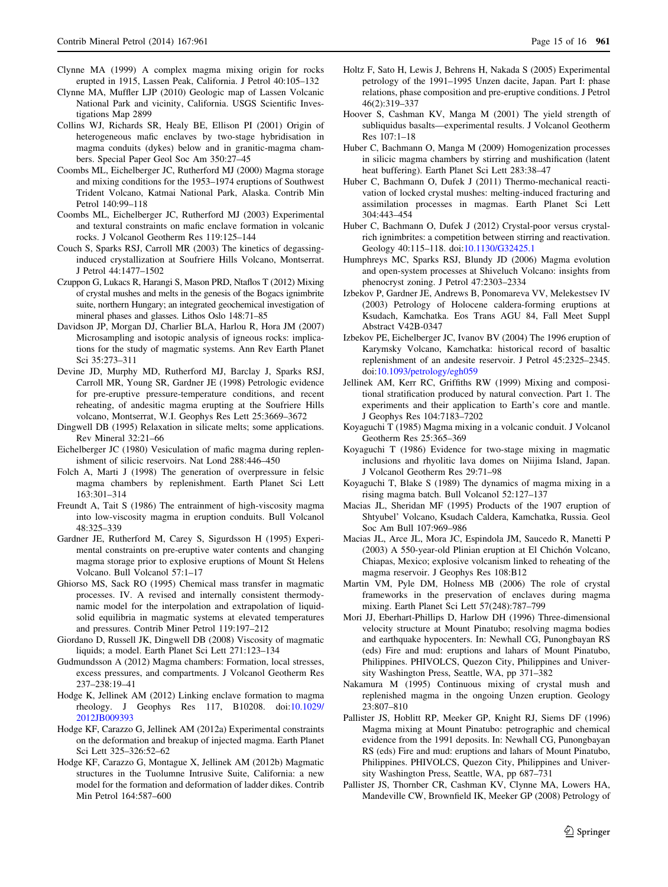Clynne MA (1999) A complex magma mixing origin for rocks erupted in 1915, Lassen Peak, California. J Petrol 40:105–132

Clynne MA, Muffler LJP (2010) Geologic map of Lassen Volcanic National Park and vicinity, California. USGS Scientific Investigations Map 2899

Collins WJ, Richards SR, Healy BE, Ellison PI (2001) Origin of heterogeneous mafic enclaves by two-stage hybridisation in magma conduits (dykes) below and in granitic-magma chambers. Special Paper Geol Soc Am 350:27–45

Coombs ML, Eichelberger JC, Rutherford MJ (2000) Magma storage and mixing conditions for the 1953–1974 eruptions of Southwest Trident Volcano, Katmai National Park, Alaska. Contrib Min Petrol 140:99–118

Coombs ML, Eichelberger JC, Rutherford MJ (2003) Experimental and textural constraints on mafic enclave formation in volcanic rocks. J Volcanol Geotherm Res 119:125–144

Couch S, Sparks RSJ, Carroll MR (2003) The kinetics of degassing-induced crystallization at Soufriere Hills Volcano, Montserrat. J Petrol 44:1477–1502

Czuppon G, Lukacs R, Harangi S, Mason PRD, Ntaflos T (2012) Mixing of crystal mushes and melts in the genesis of the Bogacs ignimbrite suite, northern Hungary; an integrated geochemical investigation of mineral phases and glasses. Lithos Oslo 148:71–85

Davidson JP, Morgan DJ, Charlier BLA, Harlou R, Hora JM (2007) Microsampling and isotopic analysis of igneous rocks: implications for the study of magmatic systems. Ann Rev Earth Planet Sci 35:273–311

Devine JD, Murphy MD, Rutherford MJ, Barclay J, Sparks RSJ, Carroll MR, Young SR, Gardner JE (1998) Petrologic evidence for pre-eruptive pressure-temperature conditions, and recent reheating, of andesitic magma erupting at the Soufriere Hills volcano, Montserrat, W.I. Geophys Res Lett 25:3669–3672

Dingwell DB (1995) Relaxation in silicate melts; some applications. Rev Mineral 32:21–66

Eichelberger JC (1980) Vesiculation of mafic magma during replenishment of silicic reservoirs. Nat Lond 288:446–450

Folch A, Marti J (1998) The generation of overpressure in felsic magma chambers by replenishment. Earth Planet Sci Lett 163:301–314

Freundt A, Tait S (1986) The entrainment of high-viscosity magma into low-viscosity magma in eruption conduits. Bull Volcanol 48:325–339

Gardner JE, Rutherford M, Carey S, Sigurdsson H (1995) Experimental constraints on pre-eruptive water contents and changing magma storage prior to explosive eruptions of Mount St Helens Volcano. Bull Volcanol 57:1–17

Ghiorso MS, Sack RO (1995) Chemical mass transfer in magmatic processes. IV. A revised and internally consistent thermodynamic model for the interpolation and extrapolation of liquid-solid equilibria in magmatic systems at elevated temperatures and pressures. Contrib Miner Petrol 119:197–212

Giordano D, Russell JK, Dingwell DB (2008) Viscosity of magmatic liquids; a model. Earth Planet Sci Lett 271:123–134

Gudmundsson A (2012) Magma chambers: Formation, local stresses, excess pressures, and compartments. J Volcanol Geotherm Res 237–238:19–41

Hodge K, Jellinek AM (2012) Linking enclave formation to magma rheology. J Geophys Res 117, B10208. doi:10.1029/2012JB009393

Hodge KF, Carazzo G, Jellinek AM (2012a) Experimental constraints on the deformation and breakup of injected magma. Earth Planet Sci Lett 325–326:52–62

Hodge KF, Carazzo G, Montague X, Jellinek AM (2012b) Magmatic structures in the Tuolumne Intrusive Suite, California: a new model for the formation and deformation of ladder dikes. Contrib Min Petrol 164:587–600

Holtz F, Sato H, Lewis J, Behrens H, Nakada S (2005) Experimental petrology of the 1991–1995 Unzen dacite, Japan. Part I: phase relations, phase composition and pre-eruptive conditions. J Petrol 46(2):319–337

Hoover S, Cashman KV, Manga M (2001) The yield strength of subliquidus basalts—experimental results. J Volcanol Geotherm Res 107:1–18

Huber C, Bachmann O, Manga M (2009) Homogenization processes in silicic magma chambers by stirring and mushification (latent heat buffering). Earth Planet Sci Lett 283:38–47

Huber C, Bachmann O, Dufek J (2011) Thermo-mechanical reactivation of locked crystal mushes: melting-induced fracturing and assimilation processes in magmas. Earth Planet Sci Lett 304:443–454

Huber C, Bachmann O, Dufek J (2012) Crystal-poor versus crystal-rich ignimbrites: a competition between stirring and reactivation. Geology 40:115–118. doi:10.1130/G32425.1

Humphreys MC, Sparks RSJ, Blundy JD (2006) Magma evolution and open-system processes at Shiveluch Volcano: insights from phenocryst zoning. J Petrol 47:2303–2334

Izbekov P, Gardner JE, Andrews B, Ponomareva VV, Melekestsev IV (2003) Petrology of Holocene caldera-forming eruptions at Ksudach, Kamchatka. Eos Trans AGU 84, Fall Meet Suppl Abstract V42B-0347

Izbekov PE, Eichelberger JC, Ivanov BV (2004) The 1996 eruption of Karymsky Volcano, Kamchatka: historical record of basaltic replenishment of an andesite reservoir. J Petrol 45:2325–2345. doi:10.1093/petrology/egh059

Jellinek AM, Kerr RC, Griffiths RW (1999) Mixing and compositional stratification produced by natural convection. Part 1. The experiments and their application to Earth's core and mantle. J Geophys Res 104:7183–7202

Koyaguchi T (1985) Magma mixing in a volcanic conduit. J Volcanol Geotherm Res 25:365–369

Koyaguchi T (1986) Evidence for two-stage mixing in magmatic inclusions and rhyolitic lava domes on Niijima Island, Japan. J Volcanol Geotherm Res 29:71–98

Koyaguchi T, Blake S (1989) The dynamics of magma mixing in a rising magma batch. Bull Volcanol 52:127–137

Macias JL, Sheridan MF (1995) Products of the 1907 eruption of Shtyubel' Volcano, Ksudach Caldera, Kamchatka, Russia. Geol Soc Am Bull 107:969–986

Macias JL, Arce JL, Mora JC, Espindola JM, Saucedo R, Manetti P (2003) A 550-year-old Plinian eruption at El Chichón Volcano, Chiapas, Mexico; explosive volcanism linked to reheating of the magma reservoir. J Geophys Res 108:B12

Martin VM, Pyle DM, Holness MB (2006) The role of crystal frameworks in the preservation of enclaves during magma mixing. Earth Planet Sci Lett 57(248):787–799

Mori JJ, Eberhart-Phillips D, Harlow DH (1996) Three-dimensional velocity structure at Mount Pinatubo; resolving magma bodies and earthquake hypocenters. In: Newhall CG, Punongbayan RS (eds) Fire and mud: eruptions and lahars of Mount Pinatubo, Philippines. PHIVOLCS, Quezon City, Philippines and University Washington Press, Seattle, WA, pp 371–382

Nakamura M (1995) Continuous mixing of crystal mush and replenished magma in the ongoing Unzen eruption. Geology 23:807–810

Pallister JS, Hoblitt RP, Meeker GP, Knight RJ, Siems DF (1996) Magma mixing at Mount Pinatubo: petrographic and chemical evidence from the 1991 deposits. In: Newhall CG, Punongbayan RS (eds) Fire and mud: eruptions and lahars of Mount Pinatubo, Philippines. PHIVOLCS, Quezon City, Philippines and University Washington Press, Seattle, WA, pp 687–731

Pallister JS, Thornber CR, Cashman KV, Clynne MA, Lowers HA, Mandeville CW, Brownfield IK, Meeker GP (2008) Petrology of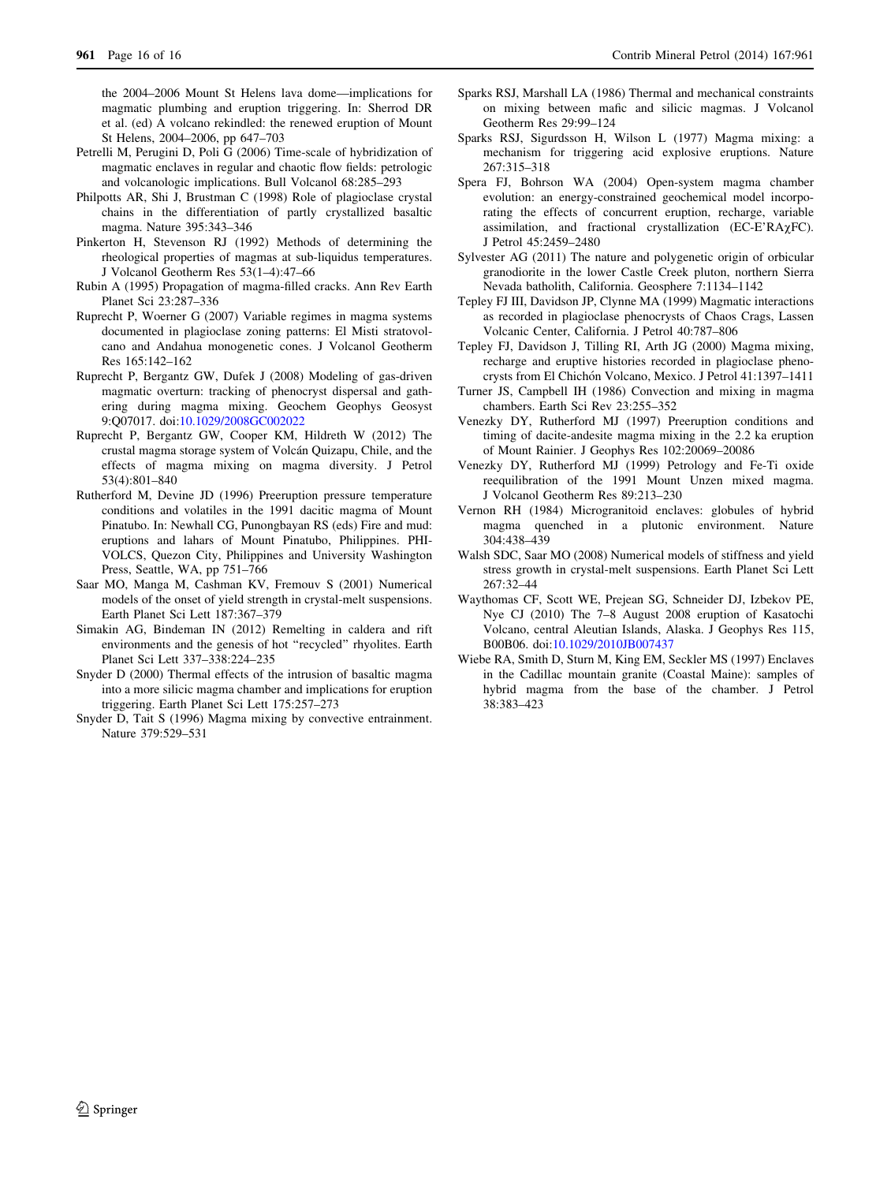the 2004–2006 Mount St Helens lava dome—implications for magmatic plumbing and eruption triggering. In: Sherrod DR et al. (ed) A volcano rekindled: the renewed eruption of Mount St Helens, 2004–2006, pp 647–703

Petrelli M, Perugini D, Poli G (2006) Time-scale of hybridization of magmatic enclaves in regular and chaotic flow fields: petrologic and volcanologic implications. Bull Volcanol 68:285–293

Philpotts AR, Shi J, Brustman C (1998) Role of plagioclase crystal chains in the differentiation of partly crystallized basaltic magma. Nature 395:343–346

Pinkerton H, Stevenson RJ (1992) Methods of determining the rheological properties of magmas at sub-liquidus temperatures. J Volcanol Geotherm Res 53(1–4):47–66

Rubin A (1995) Propagation of magma-filled cracks. Ann Rev Earth Planet Sci 23:287–336

Ruprecht P, Woerner G (2007) Variable regimes in magma systems documented in plagioclase zoning patterns: El Misti stratovolcano and Andahua monogenetic cones. J Volcanol Geotherm Res 165:142–162

Ruprecht P, Bergantz GW, Dufek J (2008) Modeling of gas-driven magmatic overturn: tracking of phenocryst dispersal and gathering during magma mixing. Geochem Geophys Geosyst 9:Q07017. doi:10.1029/2008GC002022

Ruprecht P, Bergantz GW, Cooper KM, Hildreth W (2012) The crustal magma storage system of Volcán Quizapu, Chile, and the effects of magma mixing on magma diversity. J Petrol 53(4):801–840

Rutherford M, Devine JD (1996) Preeruption pressure temperature conditions and volatiles in the 1991 dacitic magma of Mount Pinatubo. In: Newhall CG, Punongbayan RS (eds) Fire and mud: eruptions and lahars of Mount Pinatubo, Philippines. PHIVOLCS, Quezon City, Philippines and University Washington Press, Seattle, WA, pp 751–766

Saar MO, Manga M, Cashman KV, Fremouv S (2001) Numerical models of the onset of yield strength in crystal-melt suspensions. Earth Planet Sci Lett 187:367–379

Simakin AG, Bindeman IN (2012) Remelting in caldera and rift environments and the genesis of hot "recycled" rhyolites. Earth Planet Sci Lett 337–338:224–235

Snyder D (2000) Thermal effects of the intrusion of basaltic magma into a more silicic magma chamber and implications for eruption triggering. Earth Planet Sci Lett 175:257–273

Snyder D, Tait S (1996) Magma mixing by convective entrainment. Nature 379:529–531

Sparks RSJ, Marshall LA (1986) Thermal and mechanical constraints on mixing between mafic and silicic magmas. J Volcanol Geotherm Res 29:99–124

Sparks RSJ, Sigurdsson H, Wilson L (1977) Magma mixing: a mechanism for triggering acid explosive eruptions. Nature 267:315–318

Spera FJ, Bohrson WA (2004) Open-system magma chamber evolution: an energy-constrained geochemical model incorporating the effects of concurrent eruption, recharge, variable assimilation, and fractional crystallization (EC-E'RAχFC). J Petrol 45:2459–2480

Sylvester AG (2011) The nature and polygenetic origin of orbicular granodiorite in the lower Castle Creek pluton, northern Sierra Nevada batholith, California. Geosphere 7:1134–1142

Tepley FJ III, Davidson JP, Clynne MA (1999) Magmatic interactions as recorded in plagioclase phenocrysts of Chaos Crags, Lassen Volcanic Center, California. J Petrol 40:787–806

Tepley FJ, Davidson J, Tilling RI, Arth JG (2000) Magma mixing, recharge and eruptive histories recorded in plagioclase phenocrysts from El Chichón Volcano, Mexico. J Petrol 41:1397–1411

Turner JS, Campbell IH (1986) Convection and mixing in magma chambers. Earth Sci Rev 23:255–352

Venezky DY, Rutherford MJ (1997) Preeruption conditions and timing of dacite-andesite magma mixing in the 2.2 ka eruption of Mount Rainier. J Geophys Res 102:20069–20086

Venezky DY, Rutherford MJ (1999) Petrology and Fe-Ti oxide reequilibration of the 1991 Mount Unzen mixed magma. J Volcanol Geotherm Res 89:213–230

Vernon RH (1984) Microgranitoid enclaves: globules of hybrid magma quenched in a plutonic environment. Nature 304:438–439

Walsh SDC, Saar MO (2008) Numerical models of stiffness and yield stress growth in crystal-melt suspensions. Earth Planet Sci Lett 267:32–44

Waythomas CF, Scott WE, Prejean SG, Schneider DJ, Izbekov PE, Nye CJ (2010) The 7–8 August 2008 eruption of Kasatochi Volcano, central Aleutian Islands, Alaska. J Geophys Res 115, B00B06. doi:10.1029/2010JB007437

Wiebe RA, Smith D, Sturn M, King EM, Seckler MS (1997) Enclaves in the Cadillac mountain granite (Coastal Maine): samples of hybrid magma from the base of the chamber. J Petrol 38:383–423